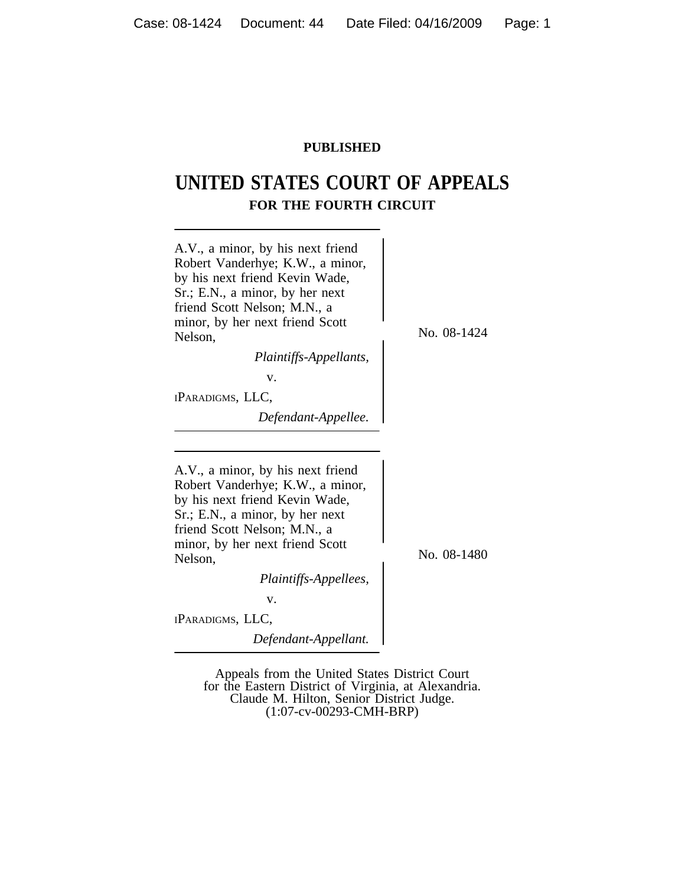**PUBLISHED**

# UNITED STATES COURT OF APPEALS
## FOR THE FOURTH CIRCUIT

A.V., a minor, by his next friend Robert Vanderhye; K.W., a minor, by his next friend Kevin Wade, Sr.; E.N., a minor, by her next friend Scott Nelson; M.N., a minor, by her next friend Scott Nelson,

*Plaintiffs-Appellants,*

v.

iPARADIGMS, LLC,

*Defendant-Appellee.*

No. 08-1424

A.V., a minor, by his next friend Robert Vanderhye; K.W., a minor, by his next friend Kevin Wade, Sr.; E.N., a minor, by her next friend Scott Nelson; M.N., a minor, by her next friend Scott Nelson,

*Plaintiffs-Appellees,*

v.

iPARADIGMS, LLC,

*Defendant-Appellant.*

No. 08-1480

Appeals from the United States District Court for the Eastern District of Virginia, at Alexandria.
Claude M. Hilton, Senior District Judge.
(1:07-cv-00293-CMH-BRP)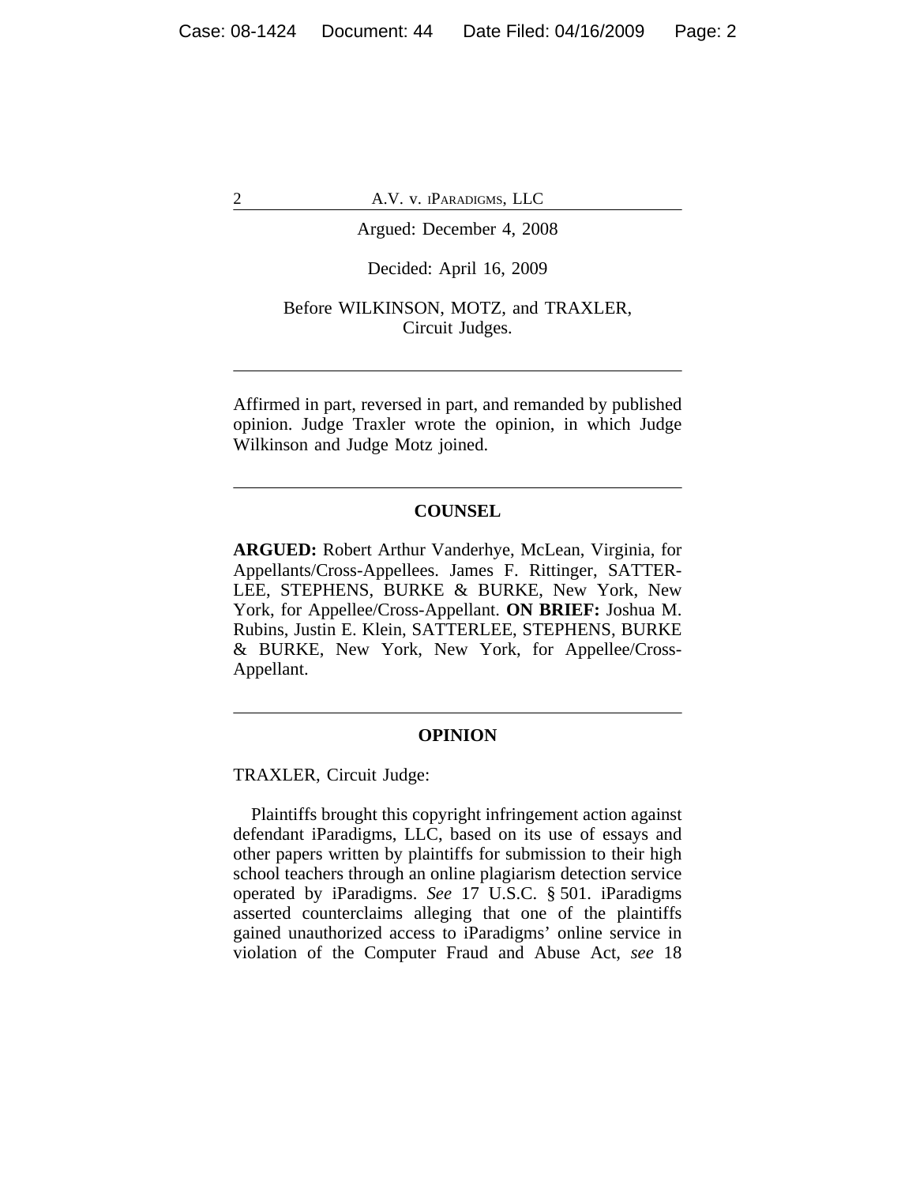Argued: December 4, 2008

Decided: April 16, 2009

Before WILKINSON, MOTZ, and TRAXLER, Circuit Judges.

---

Affirmed in part, reversed in part, and remanded by published opinion. Judge Traxler wrote the opinion, in which Judge Wilkinson and Judge Motz joined.

---

## COUNSEL

**ARGUED:** Robert Arthur Vanderhye, McLean, Virginia, for Appellants/Cross-Appellees. James F. Rittinger, SATTERLEE, STEPHENS, BURKE & BURKE, New York, New York, for Appellee/Cross-Appellant. **ON BRIEF:** Joshua M. Rubins, Justin E. Klein, SATTERLEE, STEPHENS, BURKE & BURKE, New York, New York, for Appellee/Cross-Appellant.

---

## OPINION

TRAXLER, Circuit Judge:

Plaintiffs brought this copyright infringement action against defendant iParadigms, LLC, based on its use of essays and other papers written by plaintiffs for submission to their high school teachers through an online plagiarism detection service operated by iParadigms. *See* 17 U.S.C. § 501. iParadigms asserted counterclaims alleging that one of the plaintiffs gained unauthorized access to iParadigms' online service in violation of the Computer Fraud and Abuse Act, *see* 18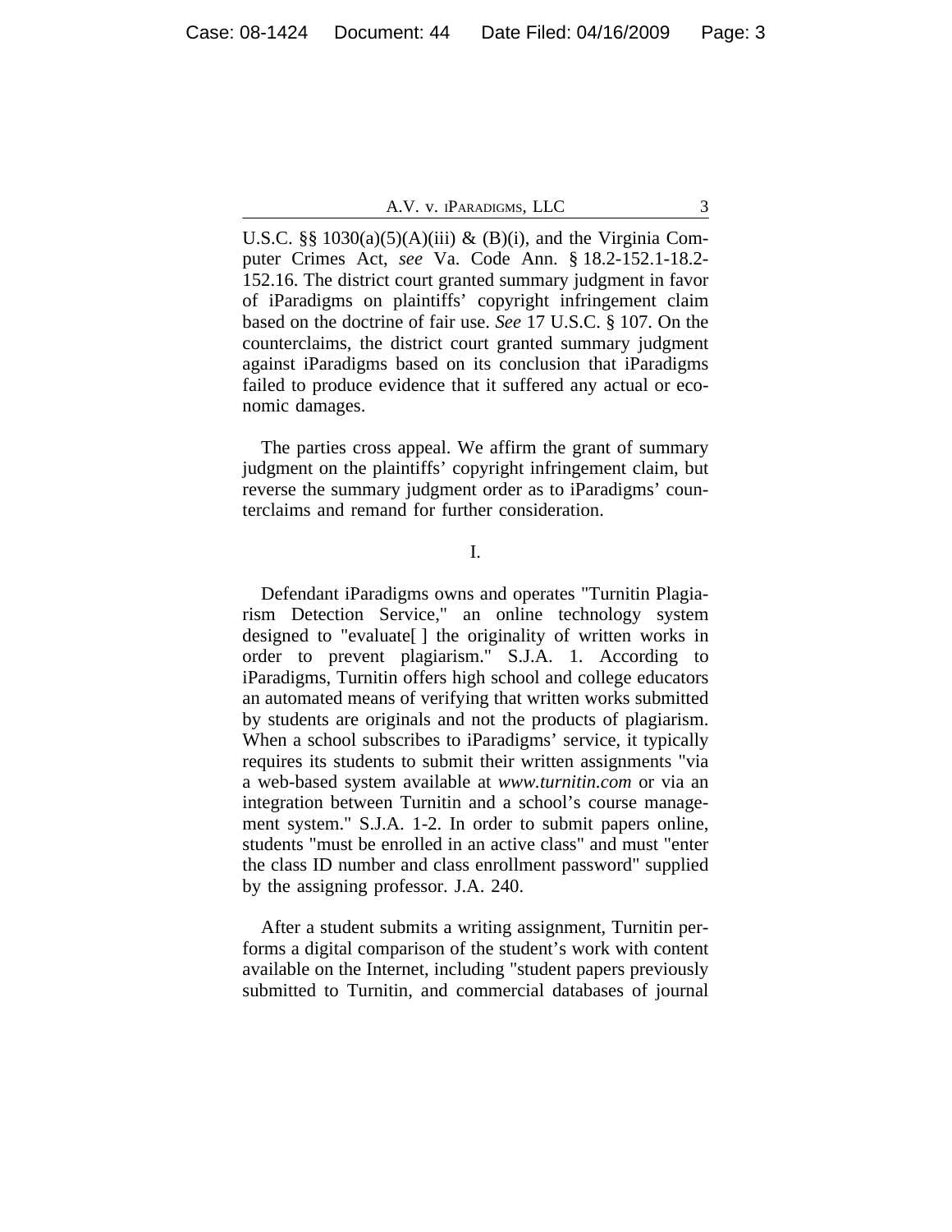U.S.C. §§ 1030(a)(5)(A)(iii) & (B)(i), and the Virginia Computer Crimes Act, *see* Va. Code Ann. § 18.2-152.1-18.2-152.16. The district court granted summary judgment in favor of iParadigms on plaintiffs' copyright infringement claim based on the doctrine of fair use. *See* 17 U.S.C. § 107. On the counterclaims, the district court granted summary judgment against iParadigms based on its conclusion that iParadigms failed to produce evidence that it suffered any actual or economic damages.

The parties cross appeal. We affirm the grant of summary judgment on the plaintiffs' copyright infringement claim, but reverse the summary judgment order as to iParadigms' counterclaims and remand for further consideration.

## I.

Defendant iParadigms owns and operates "Turnitin Plagiarism Detection Service," an online technology system designed to "evaluate[ ] the originality of written works in order to prevent plagiarism." S.J.A. 1. According to iParadigms, Turnitin offers high school and college educators an automated means of verifying that written works submitted by students are originals and not the products of plagiarism. When a school subscribes to iParadigms' service, it typically requires its students to submit their written assignments "via a web-based system available at *www.turnitin.com* or via an integration between Turnitin and a school's course management system." S.J.A. 1-2. In order to submit papers online, students "must be enrolled in an active class" and must "enter the class ID number and class enrollment password" supplied by the assigning professor. J.A. 240.

After a student submits a writing assignment, Turnitin performs a digital comparison of the student's work with content available on the Internet, including "student papers previously submitted to Turnitin, and commercial databases of journal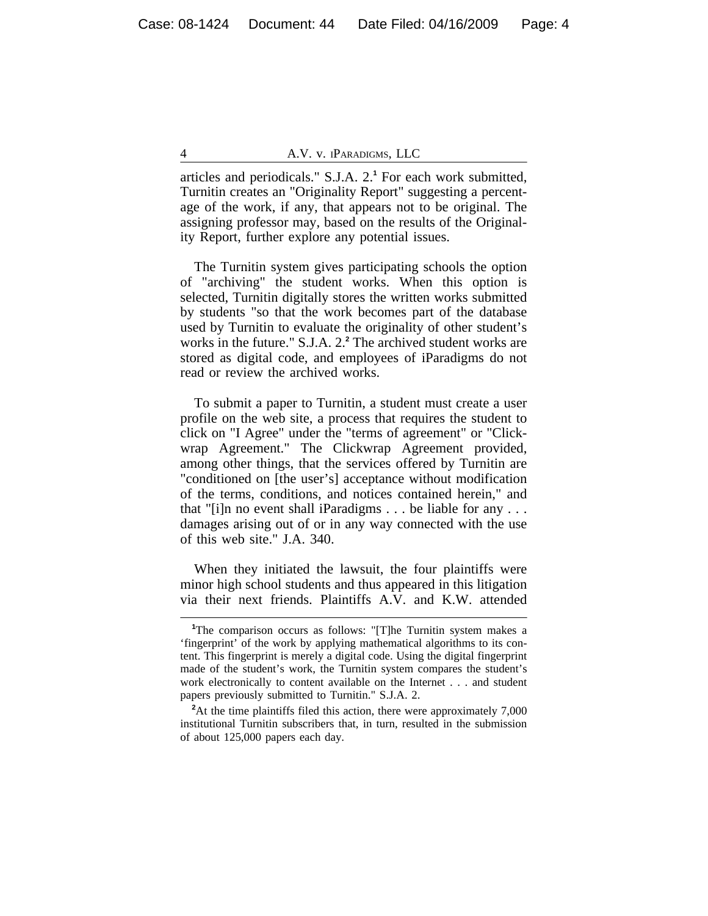articles and periodicals." S.J.A. 2.[1] For each work submitted, Turnitin creates an "Originality Report" suggesting a percentage of the work, if any, that appears not to be original. The assigning professor may, based on the results of the Originality Report, further explore any potential issues.

The Turnitin system gives participating schools the option of "archiving" the student works. When this option is selected, Turnitin digitally stores the written works submitted by students "so that the work becomes part of the database used by Turnitin to evaluate the originality of other student's works in the future." S.J.A. 2.[2] The archived student works are stored as digital code, and employees of iParadigms do not read or review the archived works.

To submit a paper to Turnitin, a student must create a user profile on the web site, a process that requires the student to click on "I Agree" under the "terms of agreement" or "Clickwrap Agreement." The Clickwrap Agreement provided, among other things, that the services offered by Turnitin are "conditioned on [the user's] acceptance without modification of the terms, conditions, and notices contained herein," and that "[i]n no event shall iParadigms . . . be liable for any . . . damages arising out of or in any way connected with the use of this web site." J.A. 340.

When they initiated the lawsuit, the four plaintiffs were minor high school students and thus appeared in this litigation via their next friends. Plaintiffs A.V. and K.W. attended

---

[1] The comparison occurs as follows: "[T]he Turnitin system makes a 'fingerprint' of the work by applying mathematical algorithms to its content. This fingerprint is merely a digital code. Using the digital fingerprint made of the student's work, the Turnitin system compares the student's work electronically to content available on the Internet . . . and student papers previously submitted to Turnitin." S.J.A. 2.

[2] At the time plaintiffs filed this action, there were approximately 7,000 institutional Turnitin subscribers that, in turn, resulted in the submission of about 125,000 papers each day.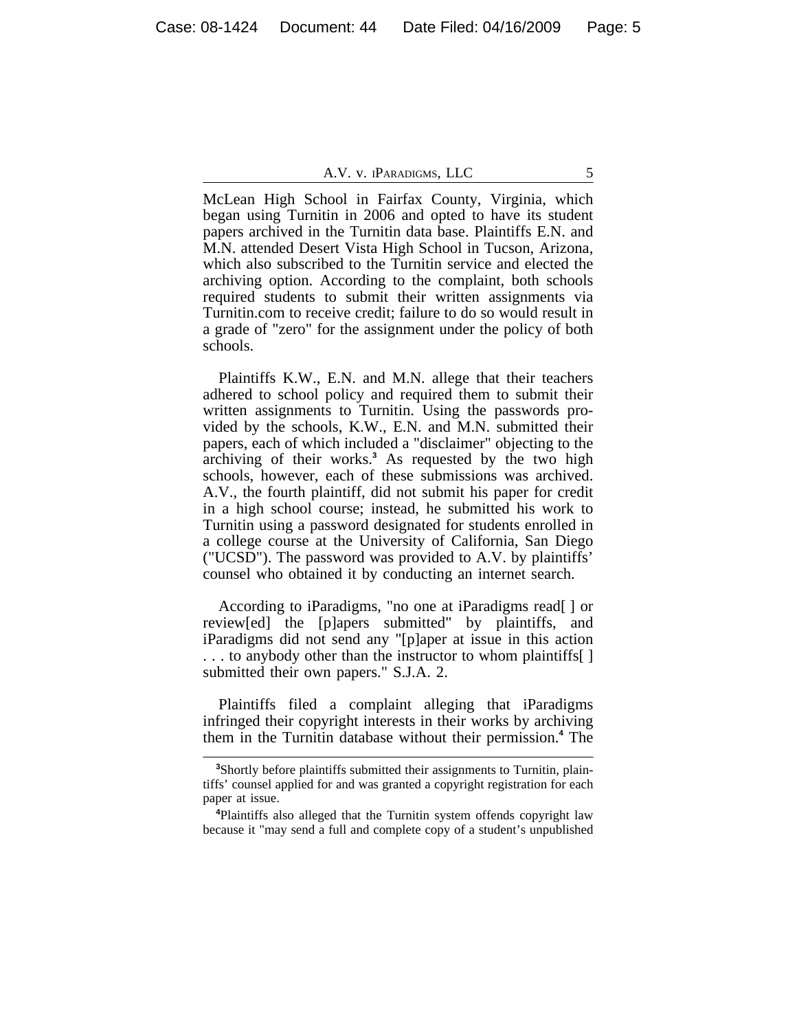McLean High School in Fairfax County, Virginia, which began using Turnitin in 2006 and opted to have its student papers archived in the Turnitin data base. Plaintiffs E.N. and M.N. attended Desert Vista High School in Tucson, Arizona, which also subscribed to the Turnitin service and elected the archiving option. According to the complaint, both schools required students to submit their written assignments via Turnitin.com to receive credit; failure to do so would result in a grade of "zero" for the assignment under the policy of both schools.

Plaintiffs K.W., E.N. and M.N. allege that their teachers adhered to school policy and required them to submit their written assignments to Turnitin. Using the passwords provided by the schools, K.W., E.N. and M.N. submitted their papers, each of which included a "disclaimer" objecting to the archiving of their works.[3] As requested by the two high schools, however, each of these submissions was archived. A.V., the fourth plaintiff, did not submit his paper for credit in a high school course; instead, he submitted his work to Turnitin using a password designated for students enrolled in a college course at the University of California, San Diego ("UCSD"). The password was provided to A.V. by plaintiffs' counsel who obtained it by conducting an internet search.

According to iParadigms, "no one at iParadigms read[ ] or review[ed] the [p]apers submitted" by plaintiffs, and iParadigms did not send any "[p]aper at issue in this action . . . to anybody other than the instructor to whom plaintiffs[ ] submitted their own papers." S.J.A. 2.

Plaintiffs filed a complaint alleging that iParadigms infringed their copyright interests in their works by archiving them in the Turnitin database without their permission.[4] The

[3]Shortly before plaintiffs submitted their assignments to Turnitin, plaintiffs' counsel applied for and was granted a copyright registration for each paper at issue.

[4]Plaintiffs also alleged that the Turnitin system offends copyright law because it "may send a full and complete copy of a student's unpublished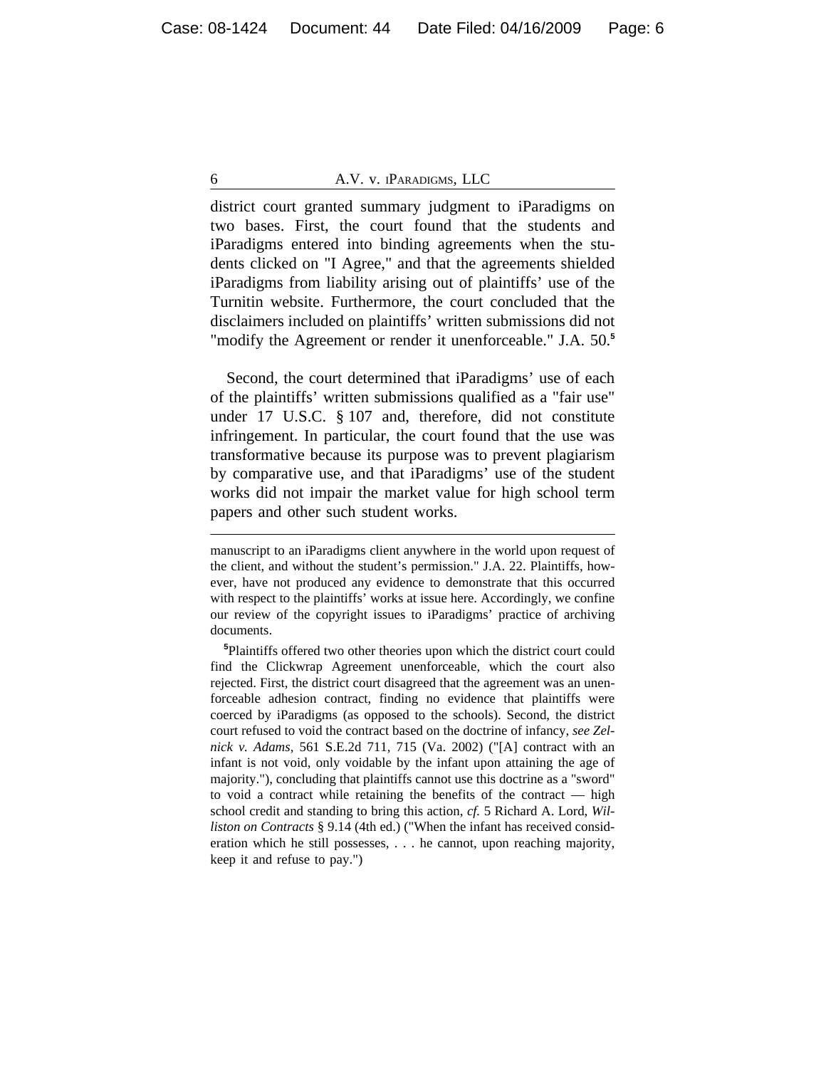district court granted summary judgment to iParadigms on two bases. First, the court found that the students and iParadigms entered into binding agreements when the students clicked on "I Agree," and that the agreements shielded iParadigms from liability arising out of plaintiffs' use of the Turnitin website. Furthermore, the court concluded that the disclaimers included on plaintiffs' written submissions did not "modify the Agreement or render it unenforceable." J.A. 50.[5]

Second, the court determined that iParadigms' use of each of the plaintiffs' written submissions qualified as a "fair use" under 17 U.S.C. § 107 and, therefore, did not constitute infringement. In particular, the court found that the use was transformative because its purpose was to prevent plagiarism by comparative use, and that iParadigms' use of the student works did not impair the market value for high school term papers and other such student works.

---

manuscript to an iParadigms client anywhere in the world upon request of the client, and without the student's permission." J.A. 22. Plaintiffs, however, have not produced any evidence to demonstrate that this occurred with respect to the plaintiffs' works at issue here. Accordingly, we confine our review of the copyright issues to iParadigms' practice of archiving documents.

[5]Plaintiffs offered two other theories upon which the district court could find the Clickwrap Agreement unenforceable, which the court also rejected. First, the district court disagreed that the agreement was an unenforceable adhesion contract, finding no evidence that plaintiffs were coerced by iParadigms (as opposed to the schools). Second, the district court refused to void the contract based on the doctrine of infancy, *see Zelnick v. Adams*, 561 S.E.2d 711, 715 (Va. 2002) ("[A] contract with an infant is not void, only voidable by the infant upon attaining the age of majority."), concluding that plaintiffs cannot use this doctrine as a "sword" to void a contract while retaining the benefits of the contract — high school credit and standing to bring this action, *cf.* 5 Richard A. Lord, *Williston on Contracts* § 9.14 (4th ed.) ("When the infant has received consideration which he still possesses, . . . he cannot, upon reaching majority, keep it and refuse to pay.")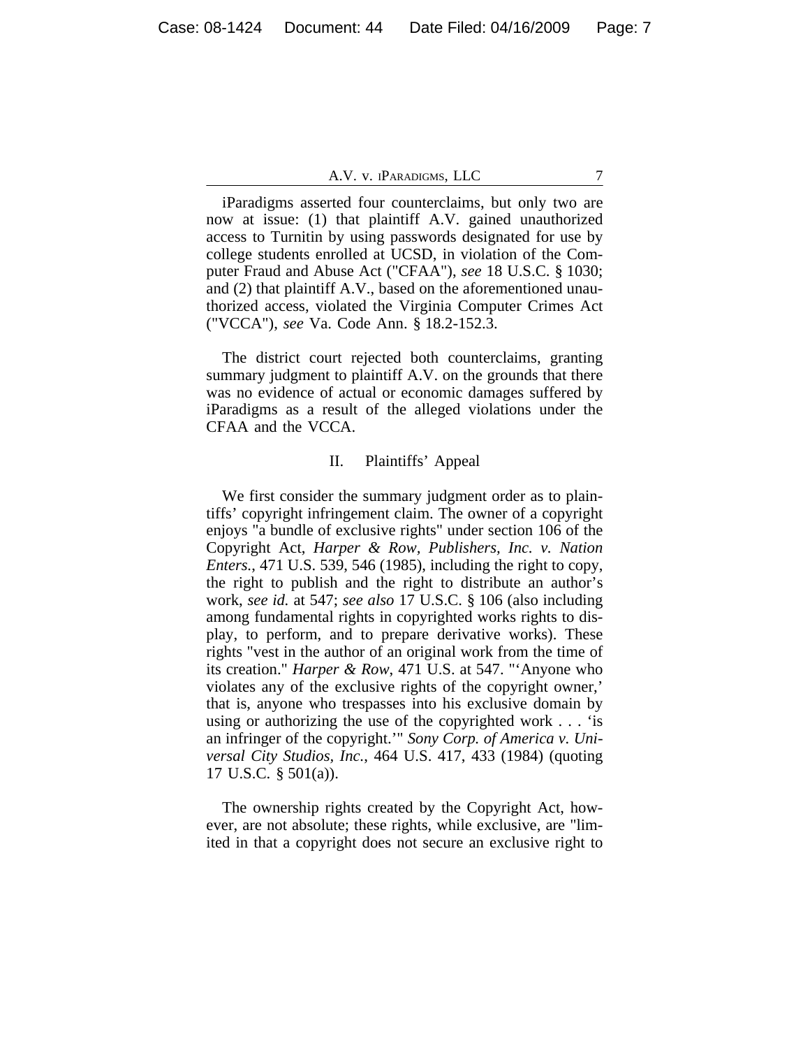iParadigms asserted four counterclaims, but only two are now at issue: (1) that plaintiff A.V. gained unauthorized access to Turnitin by using passwords designated for use by college students enrolled at UCSD, in violation of the Computer Fraud and Abuse Act ("CFAA"), *see* 18 U.S.C. § 1030; and (2) that plaintiff A.V., based on the aforementioned unauthorized access, violated the Virginia Computer Crimes Act ("VCCA"), *see* Va. Code Ann. § 18.2-152.3.

The district court rejected both counterclaims, granting summary judgment to plaintiff A.V. on the grounds that there was no evidence of actual or economic damages suffered by iParadigms as a result of the alleged violations under the CFAA and the VCCA.

## II. Plaintiffs' Appeal

We first consider the summary judgment order as to plaintiffs' copyright infringement claim. The owner of a copyright enjoys "a bundle of exclusive rights" under section 106 of the Copyright Act, *Harper & Row, Publishers, Inc. v. Nation Enters.*, 471 U.S. 539, 546 (1985), including the right to copy, the right to publish and the right to distribute an author's work, *see id.* at 547; *see also* 17 U.S.C. § 106 (also including among fundamental rights in copyrighted works rights to display, to perform, and to prepare derivative works). These rights "vest in the author of an original work from the time of its creation." *Harper & Row*, 471 U.S. at 547. "'Anyone who violates any of the exclusive rights of the copyright owner,' that is, anyone who trespasses into his exclusive domain by using or authorizing the use of the copyrighted work . . . 'is an infringer of the copyright.'" *Sony Corp. of America v. Universal City Studios, Inc.*, 464 U.S. 417, 433 (1984) (quoting 17 U.S.C. § 501(a)).

The ownership rights created by the Copyright Act, however, are not absolute; these rights, while exclusive, are "limited in that a copyright does not secure an exclusive right to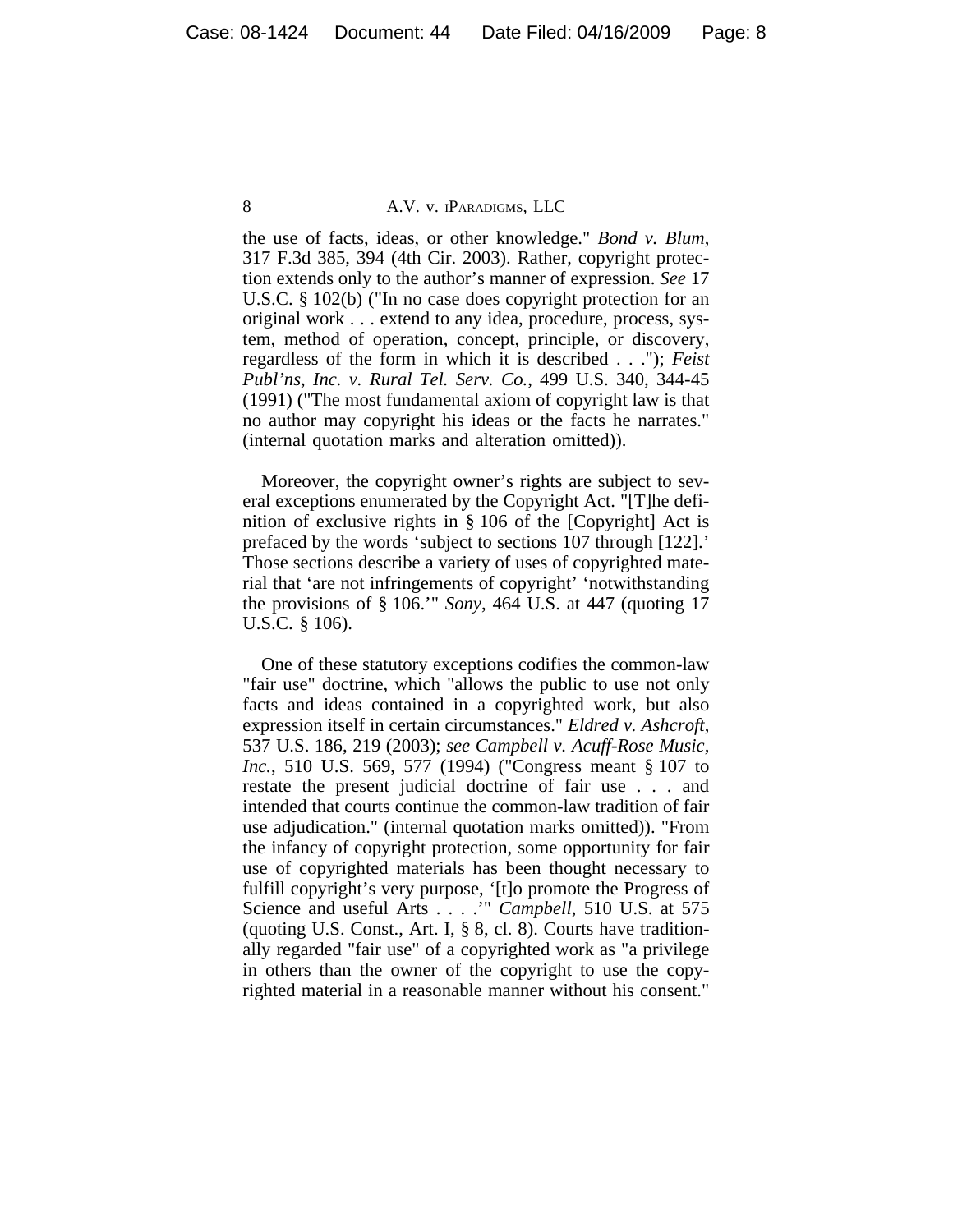the use of facts, ideas, or other knowledge." *Bond v. Blum*, 317 F.3d 385, 394 (4th Cir. 2003). Rather, copyright protection extends only to the author's manner of expression. *See* 17 U.S.C. § 102(b) ("In no case does copyright protection for an original work . . . extend to any idea, procedure, process, system, method of operation, concept, principle, or discovery, regardless of the form in which it is described . . ."); *Feist Publ'ns, Inc. v. Rural Tel. Serv. Co.*, 499 U.S. 340, 344-45 (1991) ("The most fundamental axiom of copyright law is that no author may copyright his ideas or the facts he narrates." (internal quotation marks and alteration omitted)).

Moreover, the copyright owner's rights are subject to several exceptions enumerated by the Copyright Act. "[T]he definition of exclusive rights in § 106 of the [Copyright] Act is prefaced by the words 'subject to sections 107 through [122].' Those sections describe a variety of uses of copyrighted material that 'are not infringements of copyright' 'notwithstanding the provisions of § 106.'" *Sony*, 464 U.S. at 447 (quoting 17 U.S.C. § 106).

One of these statutory exceptions codifies the common-law "fair use" doctrine, which "allows the public to use not only facts and ideas contained in a copyrighted work, but also expression itself in certain circumstances." *Eldred v. Ashcroft*, 537 U.S. 186, 219 (2003); *see Campbell v. Acuff-Rose Music, Inc.*, 510 U.S. 569, 577 (1994) ("Congress meant § 107 to restate the present judicial doctrine of fair use . . . and intended that courts continue the common-law tradition of fair use adjudication." (internal quotation marks omitted)). "From the infancy of copyright protection, some opportunity for fair use of copyrighted materials has been thought necessary to fulfill copyright's very purpose, '[t]o promote the Progress of Science and useful Arts . . . .'" *Campbell*, 510 U.S. at 575 (quoting U.S. Const., Art. I, § 8, cl. 8). Courts have traditionally regarded "fair use" of a copyrighted work as "a privilege in others than the owner of the copyright to use the copyrighted material in a reasonable manner without his consent."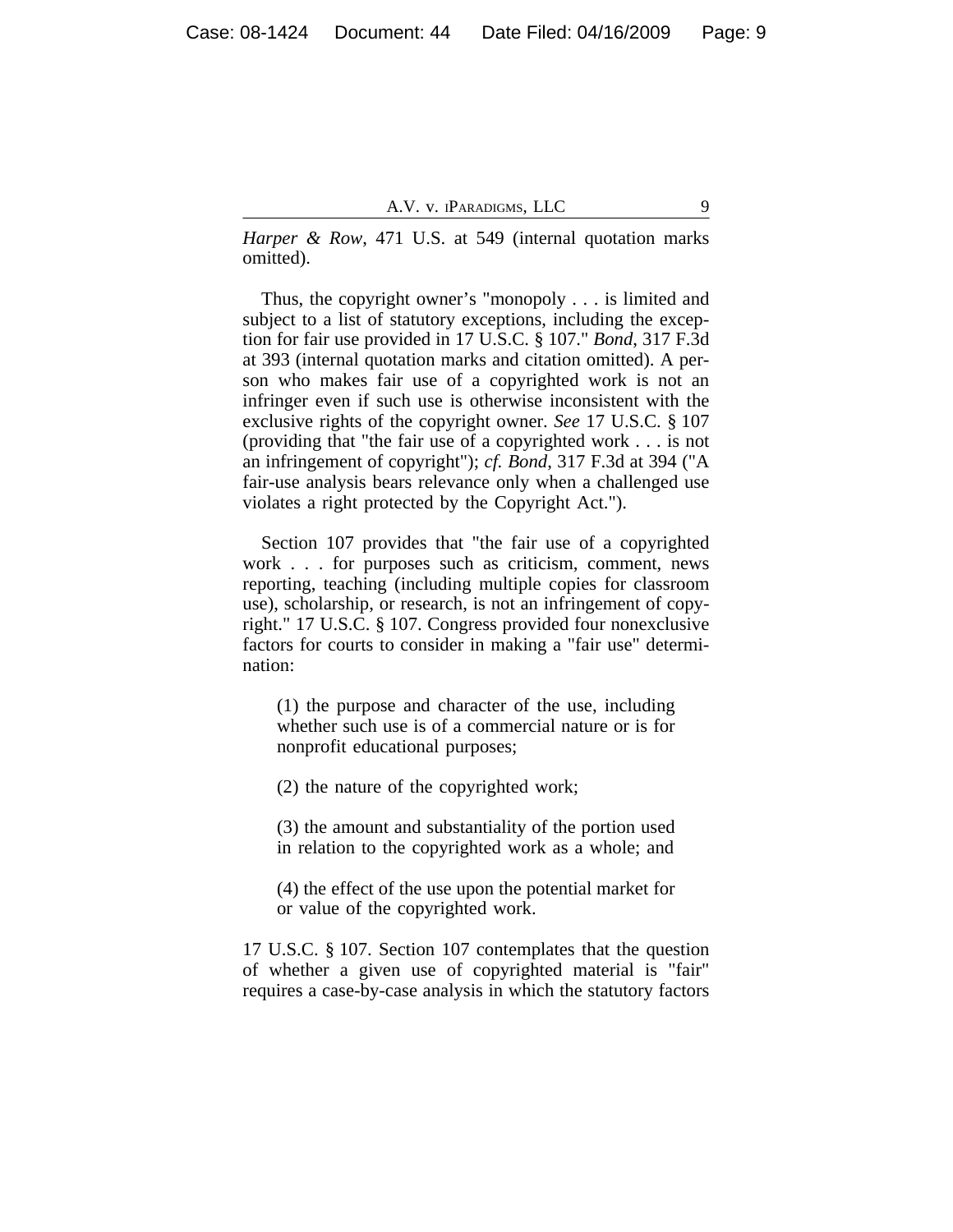*Harper & Row*, 471 U.S. at 549 (internal quotation marks omitted).

Thus, the copyright owner's "monopoly . . . is limited and subject to a list of statutory exceptions, including the exception for fair use provided in 17 U.S.C. § 107." *Bond*, 317 F.3d at 393 (internal quotation marks and citation omitted). A person who makes fair use of a copyrighted work is not an infringer even if such use is otherwise inconsistent with the exclusive rights of the copyright owner. *See* 17 U.S.C. § 107 (providing that "the fair use of a copyrighted work . . . is not an infringement of copyright"); *cf. Bond*, 317 F.3d at 394 ("A fair-use analysis bears relevance only when a challenged use violates a right protected by the Copyright Act.").

Section 107 provides that "the fair use of a copyrighted work . . . for purposes such as criticism, comment, news reporting, teaching (including multiple copies for classroom use), scholarship, or research, is not an infringement of copyright." 17 U.S.C. § 107. Congress provided four nonexclusive factors for courts to consider in making a "fair use" determination:

> (1) the purpose and character of the use, including whether such use is of a commercial nature or is for nonprofit educational purposes;
>
> (2) the nature of the copyrighted work;
>
> (3) the amount and substantiality of the portion used in relation to the copyrighted work as a whole; and
>
> (4) the effect of the use upon the potential market for or value of the copyrighted work.

17 U.S.C. § 107. Section 107 contemplates that the question of whether a given use of copyrighted material is "fair" requires a case-by-case analysis in which the statutory factors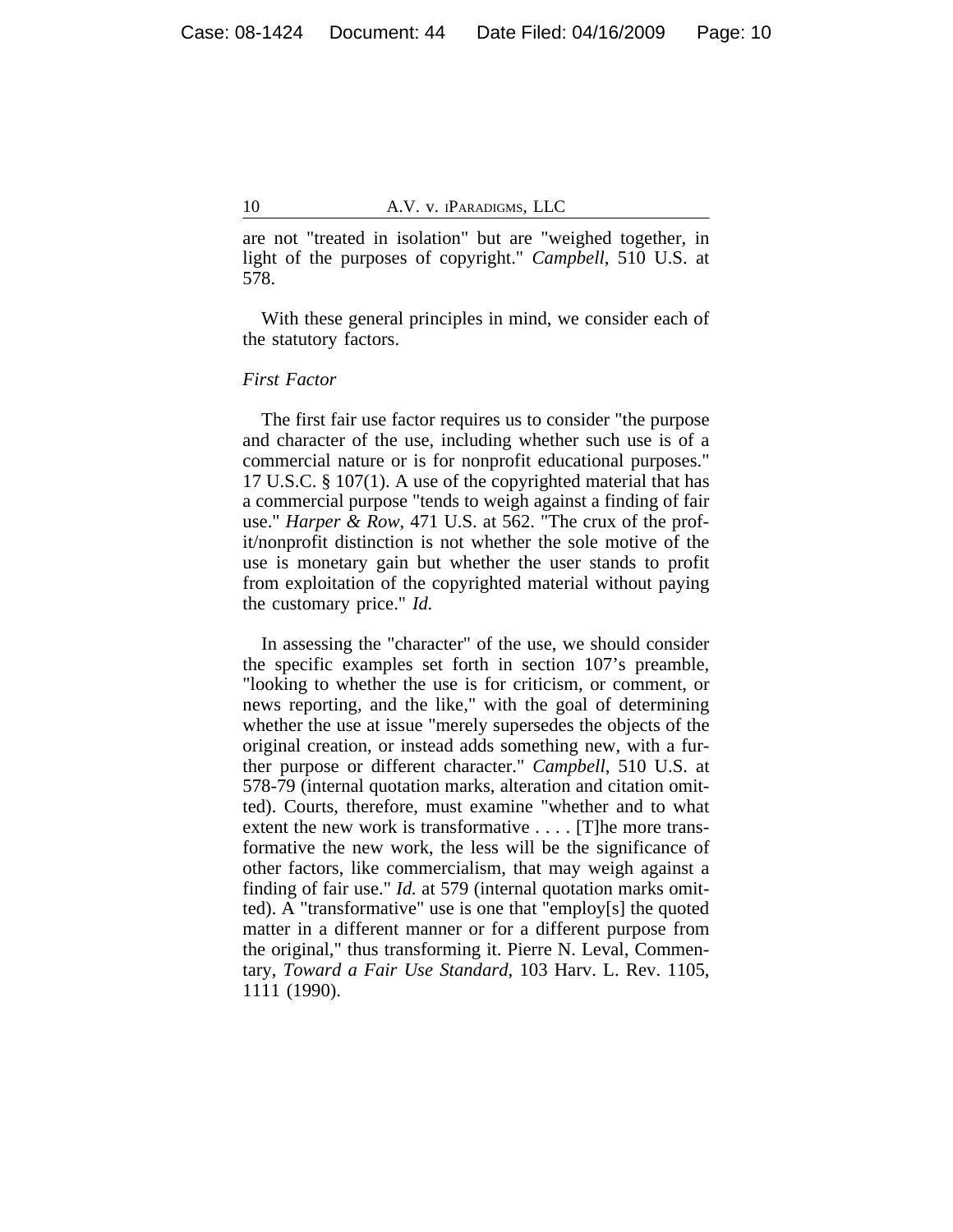are not "treated in isolation" but are "weighed together, in light of the purposes of copyright." *Campbell*, 510 U.S. at 578.

With these general principles in mind, we consider each of the statutory factors.

*First Factor*

The first fair use factor requires us to consider "the purpose and character of the use, including whether such use is of a commercial nature or is for nonprofit educational purposes." 17 U.S.C. § 107(1). A use of the copyrighted material that has a commercial purpose "tends to weigh against a finding of fair use." *Harper & Row*, 471 U.S. at 562. "The crux of the profit/nonprofit distinction is not whether the sole motive of the use is monetary gain but whether the user stands to profit from exploitation of the copyrighted material without paying the customary price." *Id.*

In assessing the "character" of the use, we should consider the specific examples set forth in section 107's preamble, "looking to whether the use is for criticism, or comment, or news reporting, and the like," with the goal of determining whether the use at issue "merely supersedes the objects of the original creation, or instead adds something new, with a further purpose or different character." *Campbell*, 510 U.S. at 578-79 (internal quotation marks, alteration and citation omitted). Courts, therefore, must examine "whether and to what extent the new work is transformative . . . . [T]he more transformative the new work, the less will be the significance of other factors, like commercialism, that may weigh against a finding of fair use." *Id.* at 579 (internal quotation marks omitted). A "transformative" use is one that "employ[s] the quoted matter in a different manner or for a different purpose from the original," thus transforming it. Pierre N. Leval, Commentary, *Toward a Fair Use Standard*, 103 Harv. L. Rev. 1105, 1111 (1990).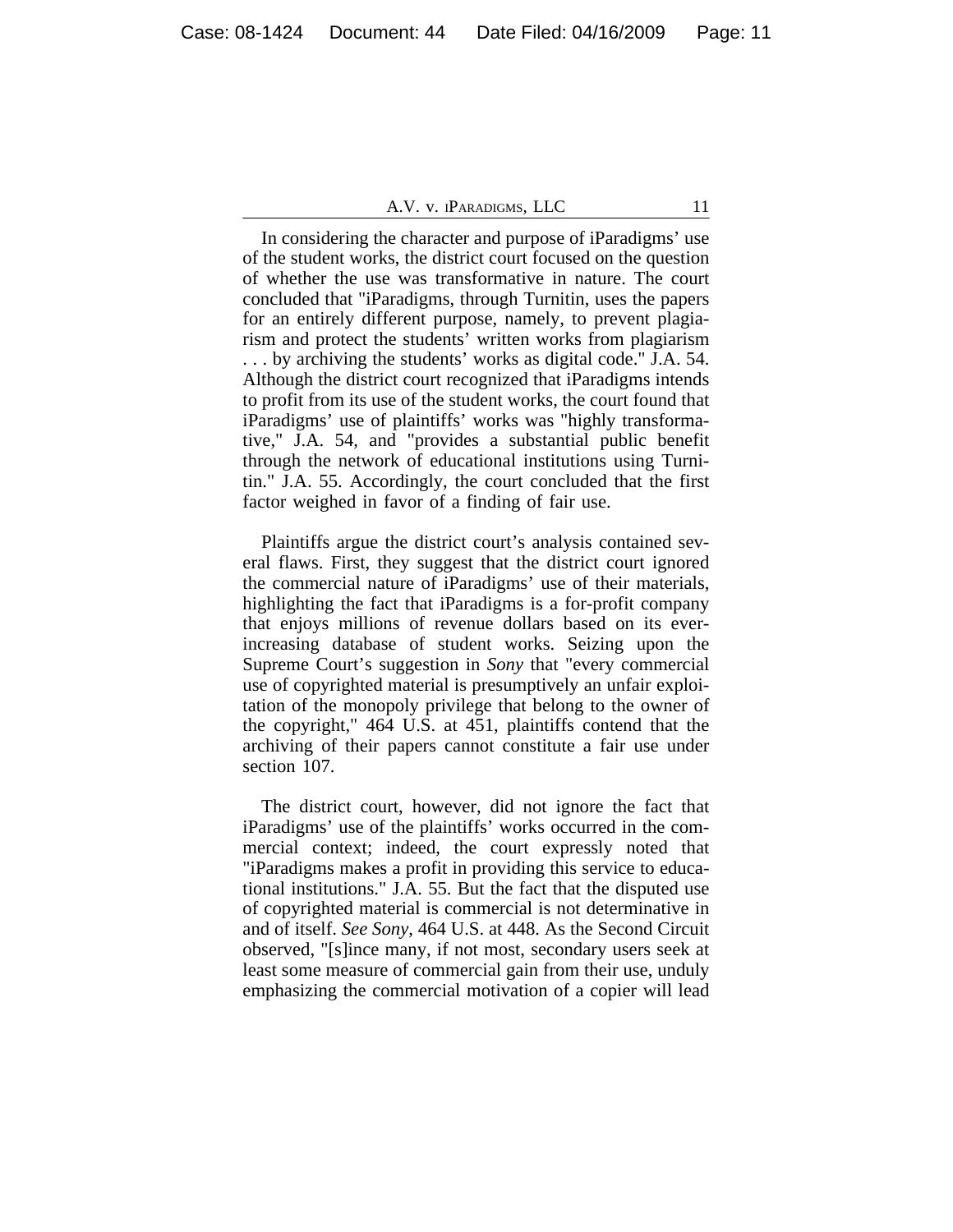In considering the character and purpose of iParadigms' use of the student works, the district court focused on the question of whether the use was transformative in nature. The court concluded that "iParadigms, through Turnitin, uses the papers for an entirely different purpose, namely, to prevent plagiarism and protect the students' written works from plagiarism . . . by archiving the students' works as digital code." J.A. 54. Although the district court recognized that iParadigms intends to profit from its use of the student works, the court found that iParadigms' use of plaintiffs' works was "highly transformative," J.A. 54, and "provides a substantial public benefit through the network of educational institutions using Turnitin." J.A. 55. Accordingly, the court concluded that the first factor weighed in favor of a finding of fair use.

Plaintiffs argue the district court's analysis contained several flaws. First, they suggest that the district court ignored the commercial nature of iParadigms' use of their materials, highlighting the fact that iParadigms is a for-profit company that enjoys millions of revenue dollars based on its ever-increasing database of student works. Seizing upon the Supreme Court's suggestion in *Sony* that "every commercial use of copyrighted material is presumptively an unfair exploitation of the monopoly privilege that belong to the owner of the copyright," 464 U.S. at 451, plaintiffs contend that the archiving of their papers cannot constitute a fair use under section 107.

The district court, however, did not ignore the fact that iParadigms' use of the plaintiffs' works occurred in the commercial context; indeed, the court expressly noted that "iParadigms makes a profit in providing this service to educational institutions." J.A. 55. But the fact that the disputed use of copyrighted material is commercial is not determinative in and of itself. *See Sony*, 464 U.S. at 448. As the Second Circuit observed, "[s]ince many, if not most, secondary users seek at least some measure of commercial gain from their use, unduly emphasizing the commercial motivation of a copier will lead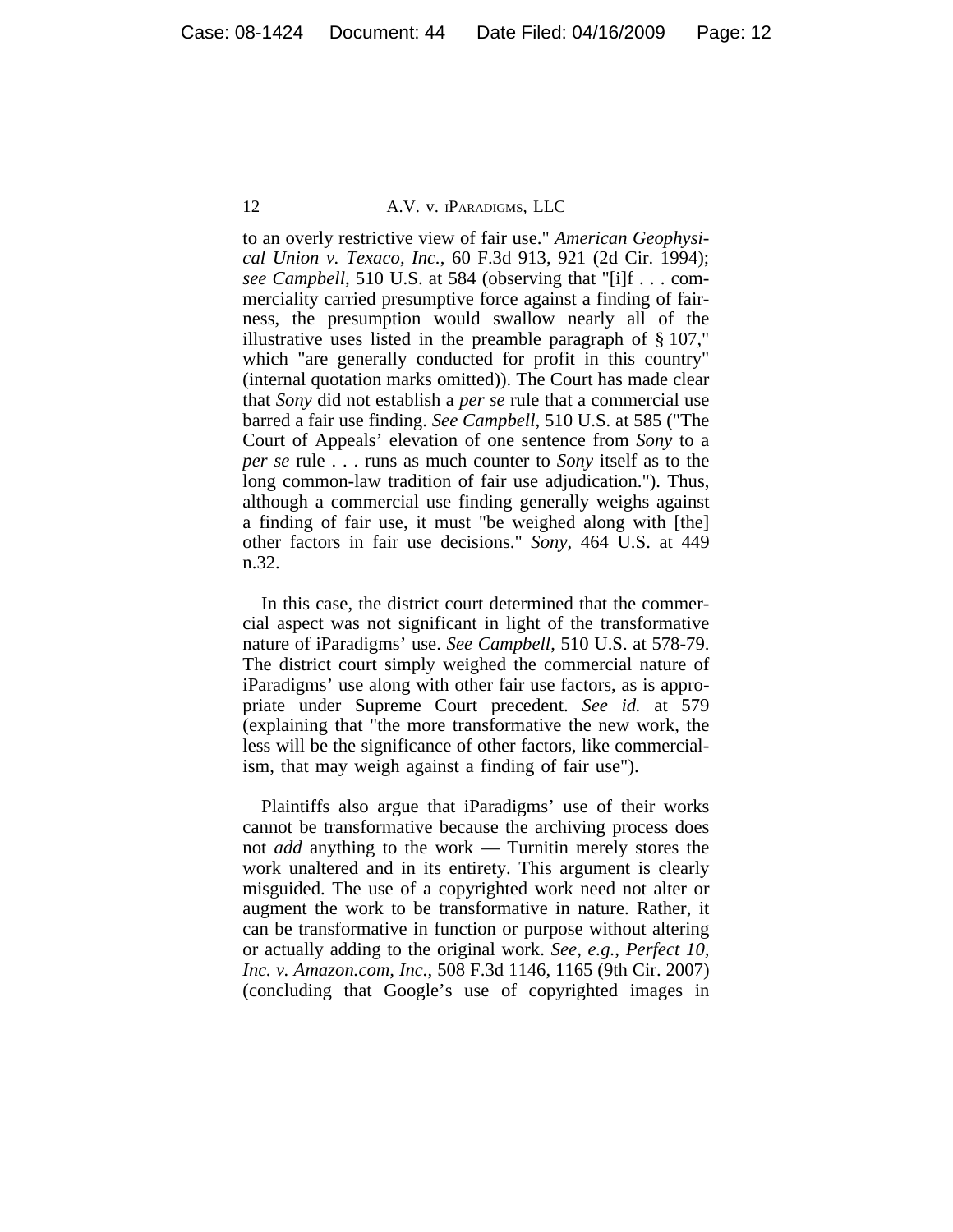to an overly restrictive view of fair use." *American Geophysical Union v. Texaco, Inc.*, 60 F.3d 913, 921 (2d Cir. 1994); *see Campbell*, 510 U.S. at 584 (observing that "[i]f . . . commerciality carried presumptive force against a finding of fairness, the presumption would swallow nearly all of the illustrative uses listed in the preamble paragraph of § 107," which "are generally conducted for profit in this country" (internal quotation marks omitted)). The Court has made clear that *Sony* did not establish a *per se* rule that a commercial use barred a fair use finding. *See Campbell*, 510 U.S. at 585 ("The Court of Appeals' elevation of one sentence from *Sony* to a *per se* rule . . . runs as much counter to *Sony* itself as to the long common-law tradition of fair use adjudication."). Thus, although a commercial use finding generally weighs against a finding of fair use, it must "be weighed along with [the] other factors in fair use decisions." *Sony*, 464 U.S. at 449 n.32.

In this case, the district court determined that the commercial aspect was not significant in light of the transformative nature of iParadigms' use. *See Campbell*, 510 U.S. at 578-79. The district court simply weighed the commercial nature of iParadigms' use along with other fair use factors, as is appropriate under Supreme Court precedent. *See id.* at 579 (explaining that "the more transformative the new work, the less will be the significance of other factors, like commercialism, that may weigh against a finding of fair use").

Plaintiffs also argue that iParadigms' use of their works cannot be transformative because the archiving process does not *add* anything to the work — Turnitin merely stores the work unaltered and in its entirety. This argument is clearly misguided. The use of a copyrighted work need not alter or augment the work to be transformative in nature. Rather, it can be transformative in function or purpose without altering or actually adding to the original work. *See, e.g.*, *Perfect 10, Inc. v. Amazon.com, Inc.*, 508 F.3d 1146, 1165 (9th Cir. 2007) (concluding that Google's use of copyrighted images in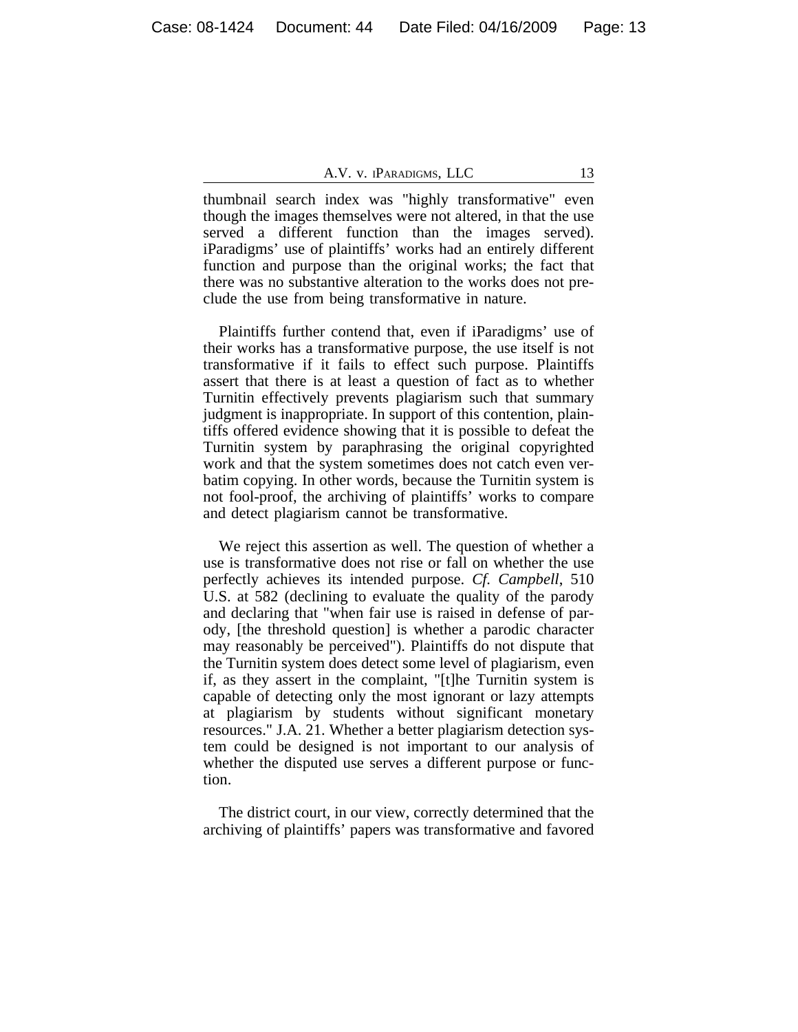thumbnail search index was "highly transformative" even though the images themselves were not altered, in that the use served a different function than the images served). iParadigms' use of plaintiffs' works had an entirely different function and purpose than the original works; the fact that there was no substantive alteration to the works does not preclude the use from being transformative in nature.

Plaintiffs further contend that, even if iParadigms' use of their works has a transformative purpose, the use itself is not transformative if it fails to effect such purpose. Plaintiffs assert that there is at least a question of fact as to whether Turnitin effectively prevents plagiarism such that summary judgment is inappropriate. In support of this contention, plaintiffs offered evidence showing that it is possible to defeat the Turnitin system by paraphrasing the original copyrighted work and that the system sometimes does not catch even verbatim copying. In other words, because the Turnitin system is not fool-proof, the archiving of plaintiffs' works to compare and detect plagiarism cannot be transformative.

We reject this assertion as well. The question of whether a use is transformative does not rise or fall on whether the use perfectly achieves its intended purpose. *Cf. Campbell*, 510 U.S. at 582 (declining to evaluate the quality of the parody and declaring that "when fair use is raised in defense of parody, [the threshold question] is whether a parodic character may reasonably be perceived"). Plaintiffs do not dispute that the Turnitin system does detect some level of plagiarism, even if, as they assert in the complaint, "[t]he Turnitin system is capable of detecting only the most ignorant or lazy attempts at plagiarism by students without significant monetary resources." J.A. 21. Whether a better plagiarism detection system could be designed is not important to our analysis of whether the disputed use serves a different purpose or function.

The district court, in our view, correctly determined that the archiving of plaintiffs' papers was transformative and favored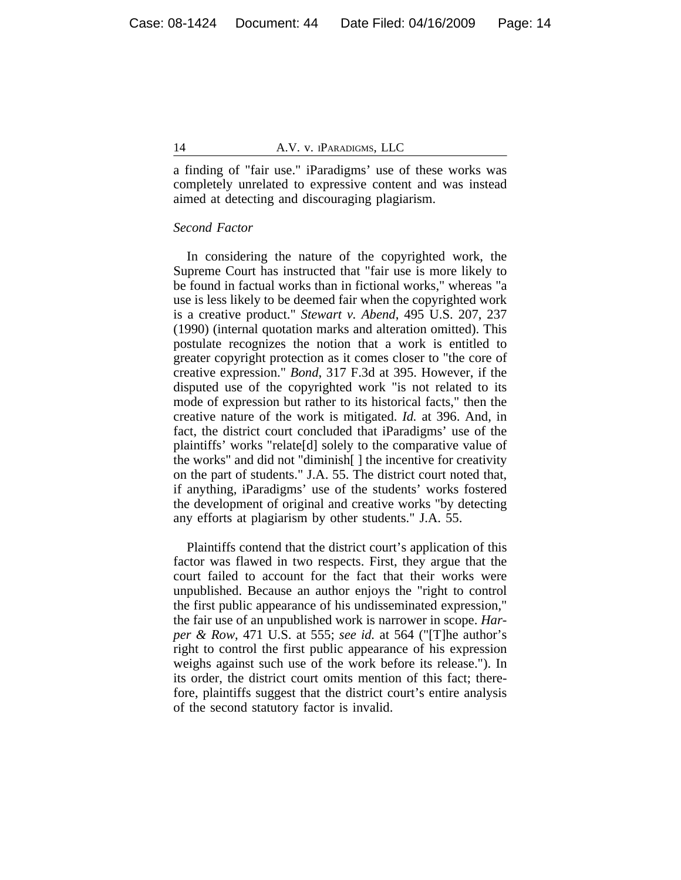a finding of "fair use." iParadigms' use of these works was completely unrelated to expressive content and was instead aimed at detecting and discouraging plagiarism.

*Second Factor*

In considering the nature of the copyrighted work, the Supreme Court has instructed that "fair use is more likely to be found in factual works than in fictional works," whereas "a use is less likely to be deemed fair when the copyrighted work is a creative product." *Stewart v. Abend*, 495 U.S. 207, 237 (1990) (internal quotation marks and alteration omitted). This postulate recognizes the notion that a work is entitled to greater copyright protection as it comes closer to "the core of creative expression." *Bond*, 317 F.3d at 395. However, if the disputed use of the copyrighted work "is not related to its mode of expression but rather to its historical facts," then the creative nature of the work is mitigated. *Id.* at 396. And, in fact, the district court concluded that iParadigms' use of the plaintiffs' works "relate[d] solely to the comparative value of the works" and did not "diminish[ ] the incentive for creativity on the part of students." J.A. 55. The district court noted that, if anything, iParadigms' use of the students' works fostered the development of original and creative works "by detecting any efforts at plagiarism by other students." J.A. 55.

Plaintiffs contend that the district court's application of this factor was flawed in two respects. First, they argue that the court failed to account for the fact that their works were unpublished. Because an author enjoys the "right to control the first public appearance of his undisseminated expression," the fair use of an unpublished work is narrower in scope. *Harper & Row*, 471 U.S. at 555; *see id.* at 564 ("[T]he author's right to control the first public appearance of his expression weighs against such use of the work before its release."). In its order, the district court omits mention of this fact; therefore, plaintiffs suggest that the district court's entire analysis of the second statutory factor is invalid.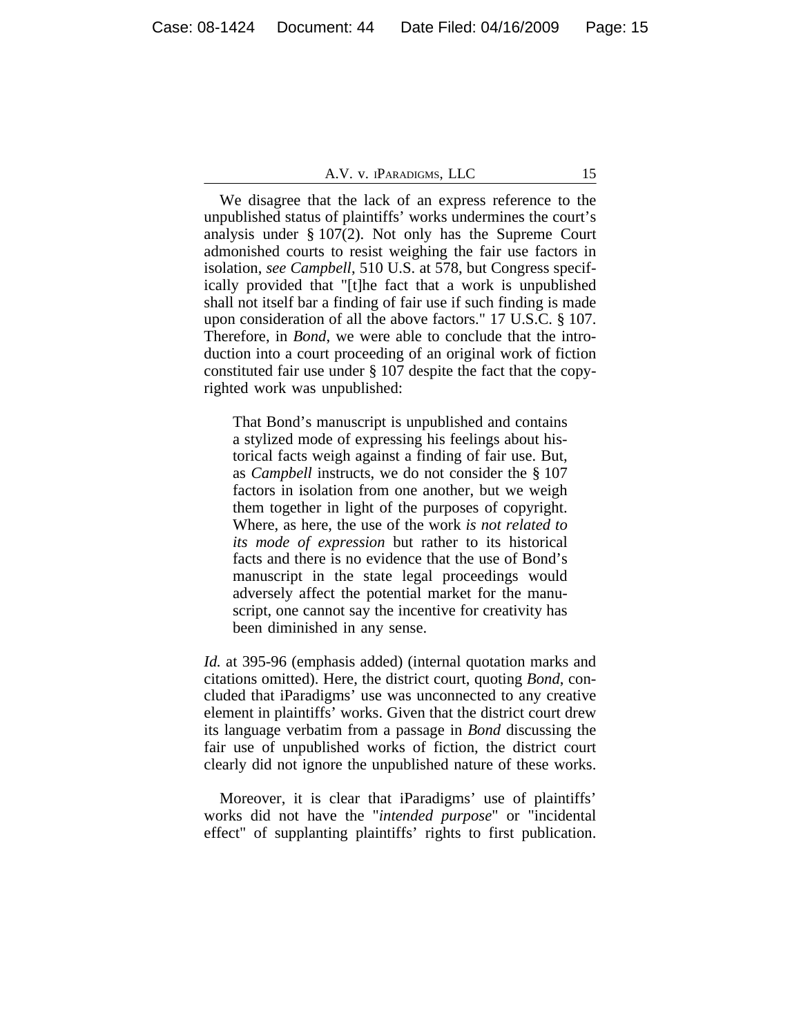We disagree that the lack of an express reference to the unpublished status of plaintiffs' works undermines the court's analysis under § 107(2). Not only has the Supreme Court admonished courts to resist weighing the fair use factors in isolation, *see Campbell*, 510 U.S. at 578, but Congress specifically provided that "[t]he fact that a work is unpublished shall not itself bar a finding of fair use if such finding is made upon consideration of all the above factors." 17 U.S.C. § 107. Therefore, in *Bond*, we were able to conclude that the introduction into a court proceeding of an original work of fiction constituted fair use under § 107 despite the fact that the copyrighted work was unpublished:

> That Bond's manuscript is unpublished and contains a stylized mode of expressing his feelings about historical facts weigh against a finding of fair use. But, as *Campbell* instructs, we do not consider the § 107 factors in isolation from one another, but we weigh them together in light of the purposes of copyright. Where, as here, the use of the work *is not related to its mode of expression* but rather to its historical facts and there is no evidence that the use of Bond's manuscript in the state legal proceedings would adversely affect the potential market for the manuscript, one cannot say the incentive for creativity has been diminished in any sense.

*Id.* at 395-96 (emphasis added) (internal quotation marks and citations omitted). Here, the district court, quoting *Bond*, concluded that iParadigms' use was unconnected to any creative element in plaintiffs' works. Given that the district court drew its language verbatim from a passage in *Bond* discussing the fair use of unpublished works of fiction, the district court clearly did not ignore the unpublished nature of these works.

Moreover, it is clear that iParadigms' use of plaintiffs' works did not have the "*intended purpose*" or "incidental effect" of supplanting plaintiffs' rights to first publication.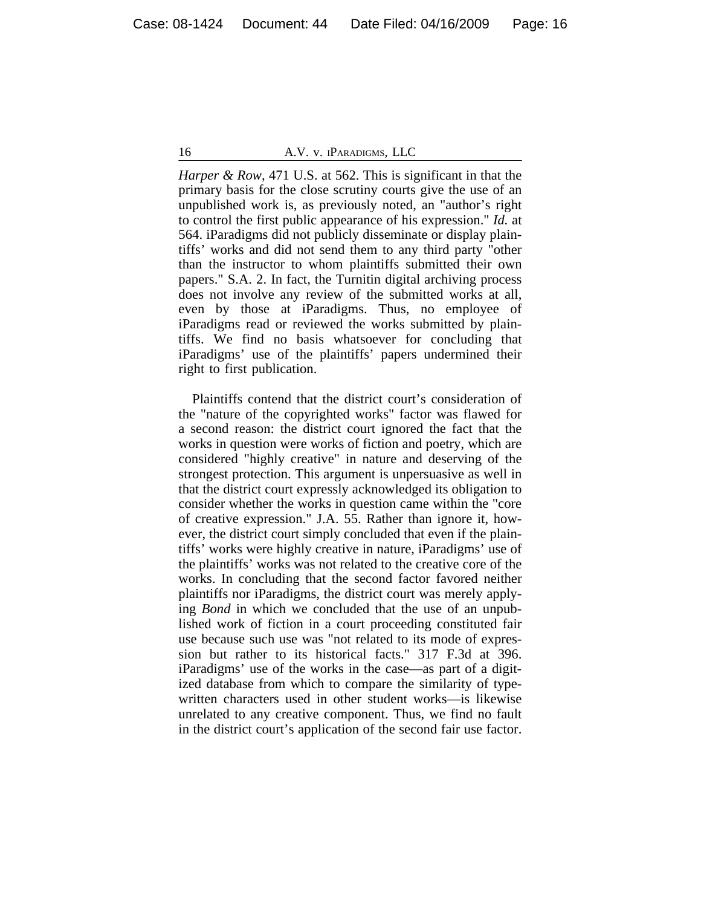*Harper & Row*, 471 U.S. at 562. This is significant in that the primary basis for the close scrutiny courts give the use of an unpublished work is, as previously noted, an "author's right to control the first public appearance of his expression." *Id.* at 564. iParadigms did not publicly disseminate or display plaintiffs' works and did not send them to any third party "other than the instructor to whom plaintiffs submitted their own papers." S.A. 2. In fact, the Turnitin digital archiving process does not involve any review of the submitted works at all, even by those at iParadigms. Thus, no employee of iParadigms read or reviewed the works submitted by plaintiffs. We find no basis whatsoever for concluding that iParadigms' use of the plaintiffs' papers undermined their right to first publication.

Plaintiffs contend that the district court's consideration of the "nature of the copyrighted works" factor was flawed for a second reason: the district court ignored the fact that the works in question were works of fiction and poetry, which are considered "highly creative" in nature and deserving of the strongest protection. This argument is unpersuasive as well in that the district court expressly acknowledged its obligation to consider whether the works in question came within the "core of creative expression." J.A. 55. Rather than ignore it, however, the district court simply concluded that even if the plaintiffs' works were highly creative in nature, iParadigms' use of the plaintiffs' works was not related to the creative core of the works. In concluding that the second factor favored neither plaintiffs nor iParadigms, the district court was merely applying *Bond* in which we concluded that the use of an unpublished work of fiction in a court proceeding constituted fair use because such use was "not related to its mode of expression but rather to its historical facts." 317 F.3d at 396. iParadigms' use of the works in the case—as part of a digitized database from which to compare the similarity of typewritten characters used in other student works—is likewise unrelated to any creative component. Thus, we find no fault in the district court's application of the second fair use factor.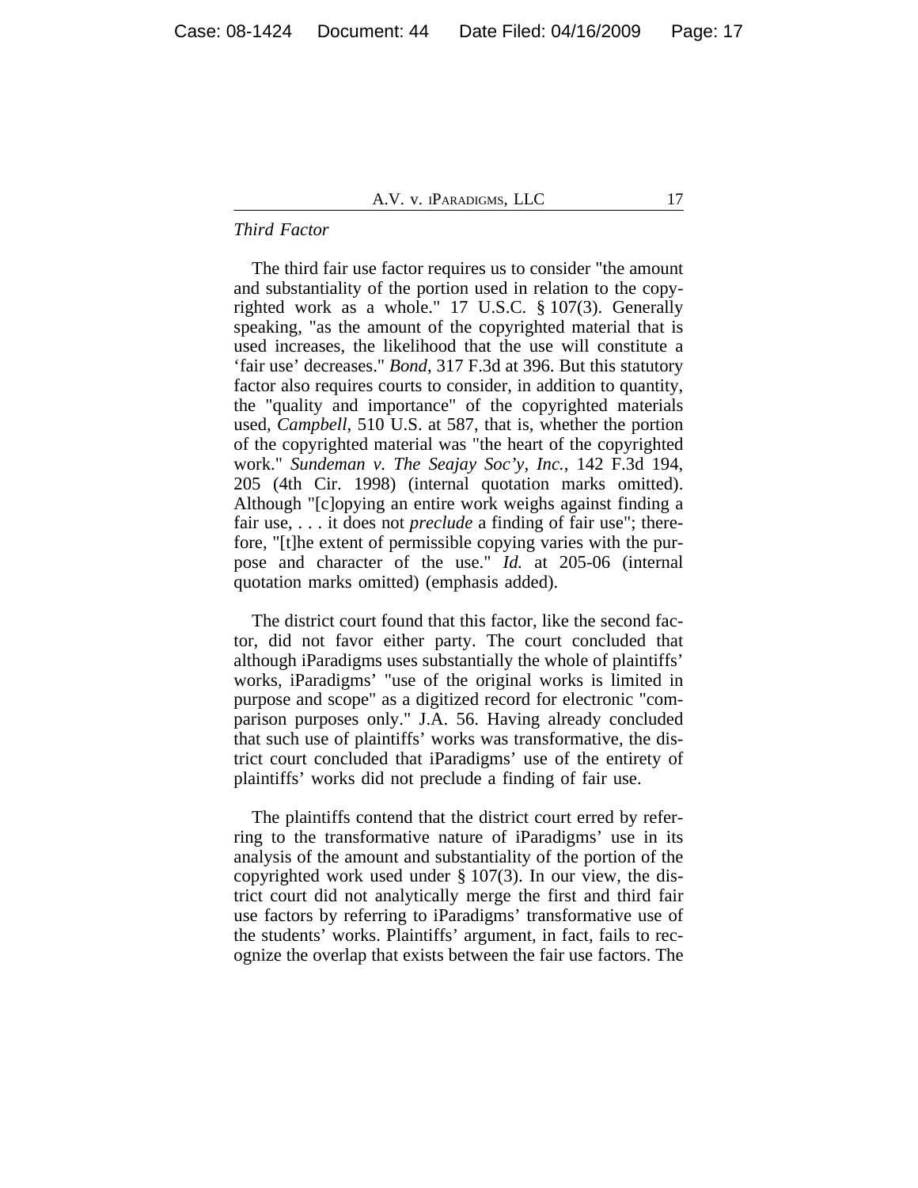*Third Factor*

The third fair use factor requires us to consider "the amount and substantiality of the portion used in relation to the copyrighted work as a whole." 17 U.S.C. § 107(3). Generally speaking, "as the amount of the copyrighted material that is used increases, the likelihood that the use will constitute a 'fair use' decreases." *Bond*, 317 F.3d at 396. But this statutory factor also requires courts to consider, in addition to quantity, the "quality and importance" of the copyrighted materials used, *Campbell*, 510 U.S. at 587, that is, whether the portion of the copyrighted material was "the heart of the copyrighted work." *Sundeman v. The Seajay Soc'y, Inc.*, 142 F.3d 194, 205 (4th Cir. 1998) (internal quotation marks omitted). Although "[c]opying an entire work weighs against finding a fair use, . . . it does not *preclude* a finding of fair use"; therefore, "[t]he extent of permissible copying varies with the purpose and character of the use." *Id.* at 205-06 (internal quotation marks omitted) (emphasis added).

The district court found that this factor, like the second factor, did not favor either party. The court concluded that although iParadigms uses substantially the whole of plaintiffs' works, iParadigms' "use of the original works is limited in purpose and scope" as a digitized record for electronic "comparison purposes only." J.A. 56. Having already concluded that such use of plaintiffs' works was transformative, the district court concluded that iParadigms' use of the entirety of plaintiffs' works did not preclude a finding of fair use.

The plaintiffs contend that the district court erred by referring to the transformative nature of iParadigms' use in its analysis of the amount and substantiality of the portion of the copyrighted work used under § 107(3). In our view, the district court did not analytically merge the first and third fair use factors by referring to iParadigms' transformative use of the students' works. Plaintiffs' argument, in fact, fails to recognize the overlap that exists between the fair use factors. The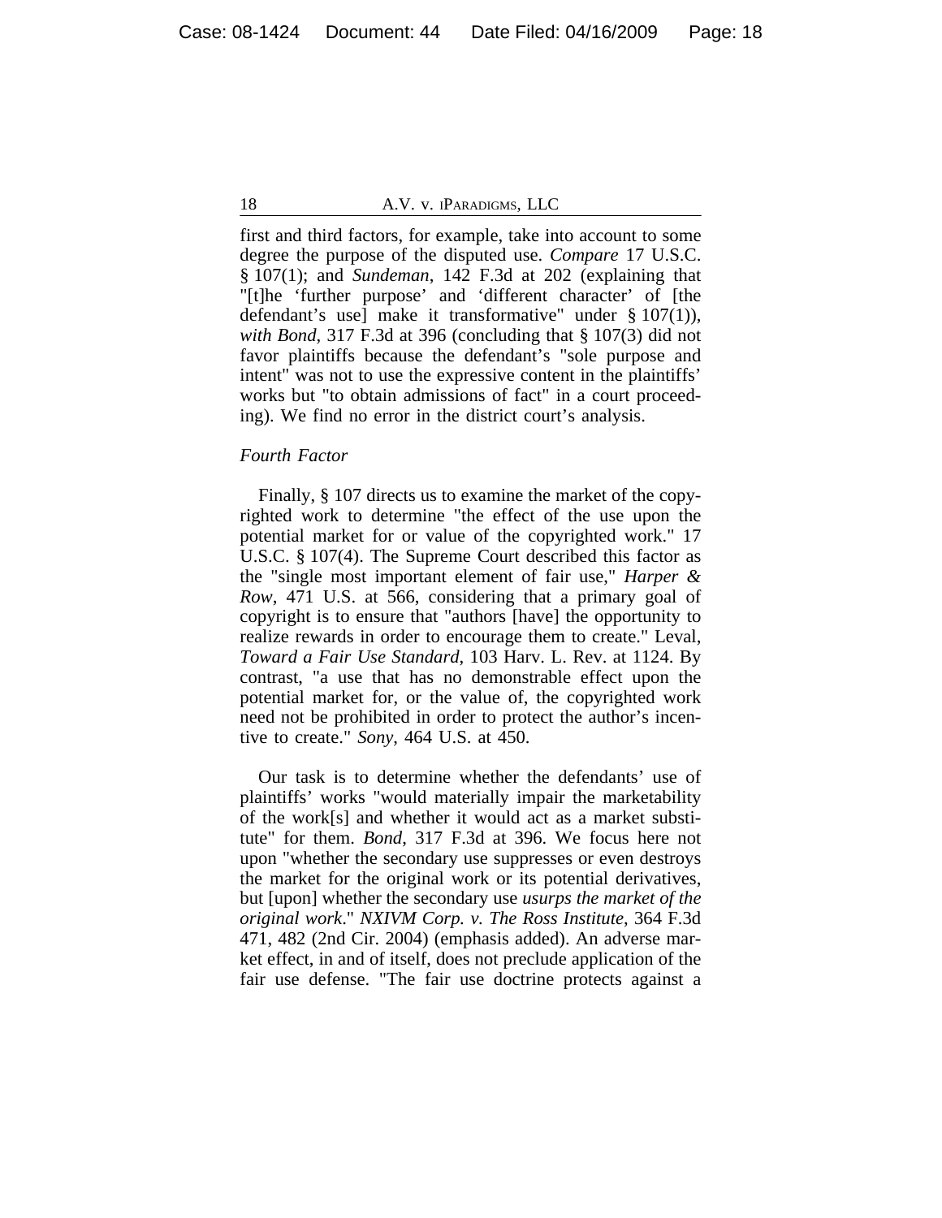first and third factors, for example, take into account to some degree the purpose of the disputed use. *Compare* 17 U.S.C. § 107(1); and *Sundeman*, 142 F.3d at 202 (explaining that "[t]he 'further purpose' and 'different character' of [the defendant's use] make it transformative" under § 107(1)), *with Bond*, 317 F.3d at 396 (concluding that § 107(3) did not favor plaintiffs because the defendant's "sole purpose and intent" was not to use the expressive content in the plaintiffs' works but "to obtain admissions of fact" in a court proceeding). We find no error in the district court's analysis.

*Fourth Factor*

Finally, § 107 directs us to examine the market of the copyrighted work to determine "the effect of the use upon the potential market for or value of the copyrighted work." 17 U.S.C. § 107(4). The Supreme Court described this factor as the "single most important element of fair use," *Harper & Row*, 471 U.S. at 566, considering that a primary goal of copyright is to ensure that "authors [have] the opportunity to realize rewards in order to encourage them to create." Leval, *Toward a Fair Use Standard*, 103 Harv. L. Rev. at 1124. By contrast, "a use that has no demonstrable effect upon the potential market for, or the value of, the copyrighted work need not be prohibited in order to protect the author's incentive to create." *Sony*, 464 U.S. at 450.

Our task is to determine whether the defendants' use of plaintiffs' works "would materially impair the marketability of the work[s] and whether it would act as a market substitute" for them. *Bond*, 317 F.3d at 396. We focus here not upon "whether the secondary use suppresses or even destroys the market for the original work or its potential derivatives, but [upon] whether the secondary use *usurps the market of the original work*." *NXIVM Corp. v. The Ross Institute*, 364 F.3d 471, 482 (2nd Cir. 2004) (emphasis added). An adverse market effect, in and of itself, does not preclude application of the fair use defense. "The fair use doctrine protects against a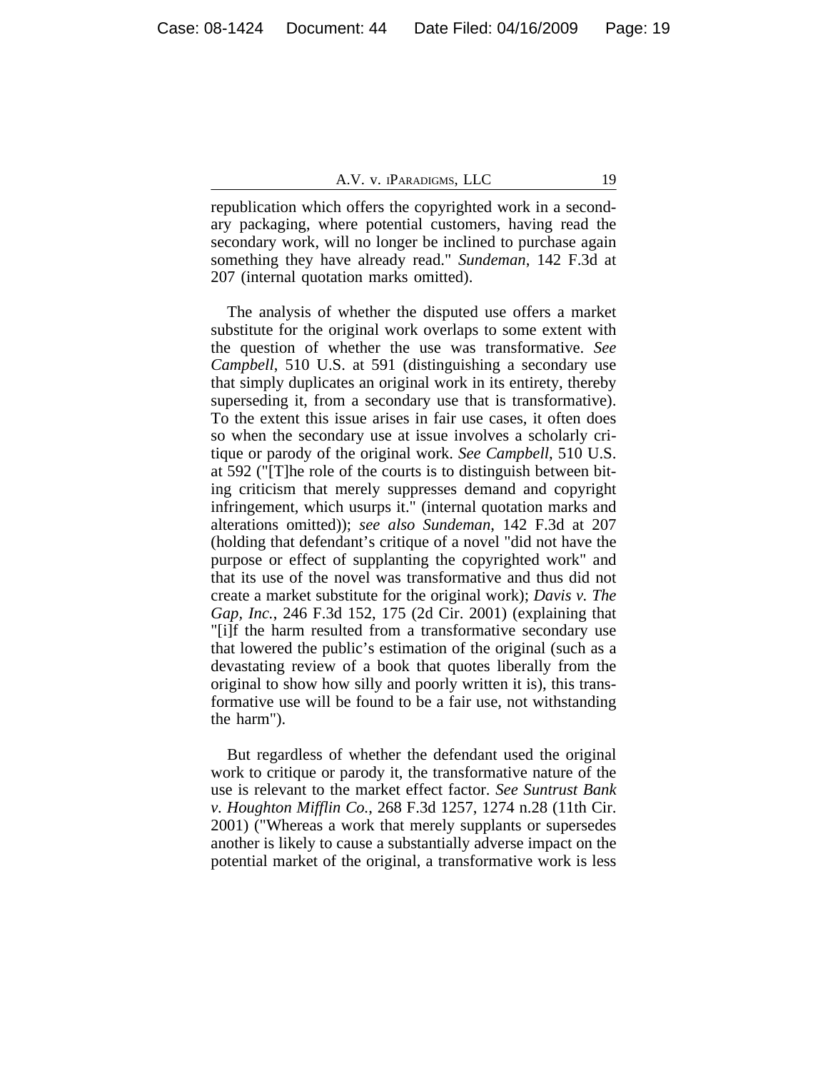republication which offers the copyrighted work in a secondary packaging, where potential customers, having read the secondary work, will no longer be inclined to purchase again something they have already read." *Sundeman*, 142 F.3d at 207 (internal quotation marks omitted).

The analysis of whether the disputed use offers a market substitute for the original work overlaps to some extent with the question of whether the use was transformative. *See Campbell*, 510 U.S. at 591 (distinguishing a secondary use that simply duplicates an original work in its entirety, thereby superseding it, from a secondary use that is transformative). To the extent this issue arises in fair use cases, it often does so when the secondary use at issue involves a scholarly critique or parody of the original work. *See Campbell*, 510 U.S. at 592 ("[T]he role of the courts is to distinguish between biting criticism that merely suppresses demand and copyright infringement, which usurps it." (internal quotation marks and alterations omitted)); *see also Sundeman*, 142 F.3d at 207 (holding that defendant's critique of a novel "did not have the purpose or effect of supplanting the copyrighted work" and that its use of the novel was transformative and thus did not create a market substitute for the original work); *Davis v. The Gap, Inc.*, 246 F.3d 152, 175 (2d Cir. 2001) (explaining that "[i]f the harm resulted from a transformative secondary use that lowered the public's estimation of the original (such as a devastating review of a book that quotes liberally from the original to show how silly and poorly written it is), this transformative use will be found to be a fair use, not withstanding the harm").

But regardless of whether the defendant used the original work to critique or parody it, the transformative nature of the use is relevant to the market effect factor. *See Suntrust Bank v. Houghton Mifflin Co.*, 268 F.3d 1257, 1274 n.28 (11th Cir. 2001) ("Whereas a work that merely supplants or supersedes another is likely to cause a substantially adverse impact on the potential market of the original, a transformative work is less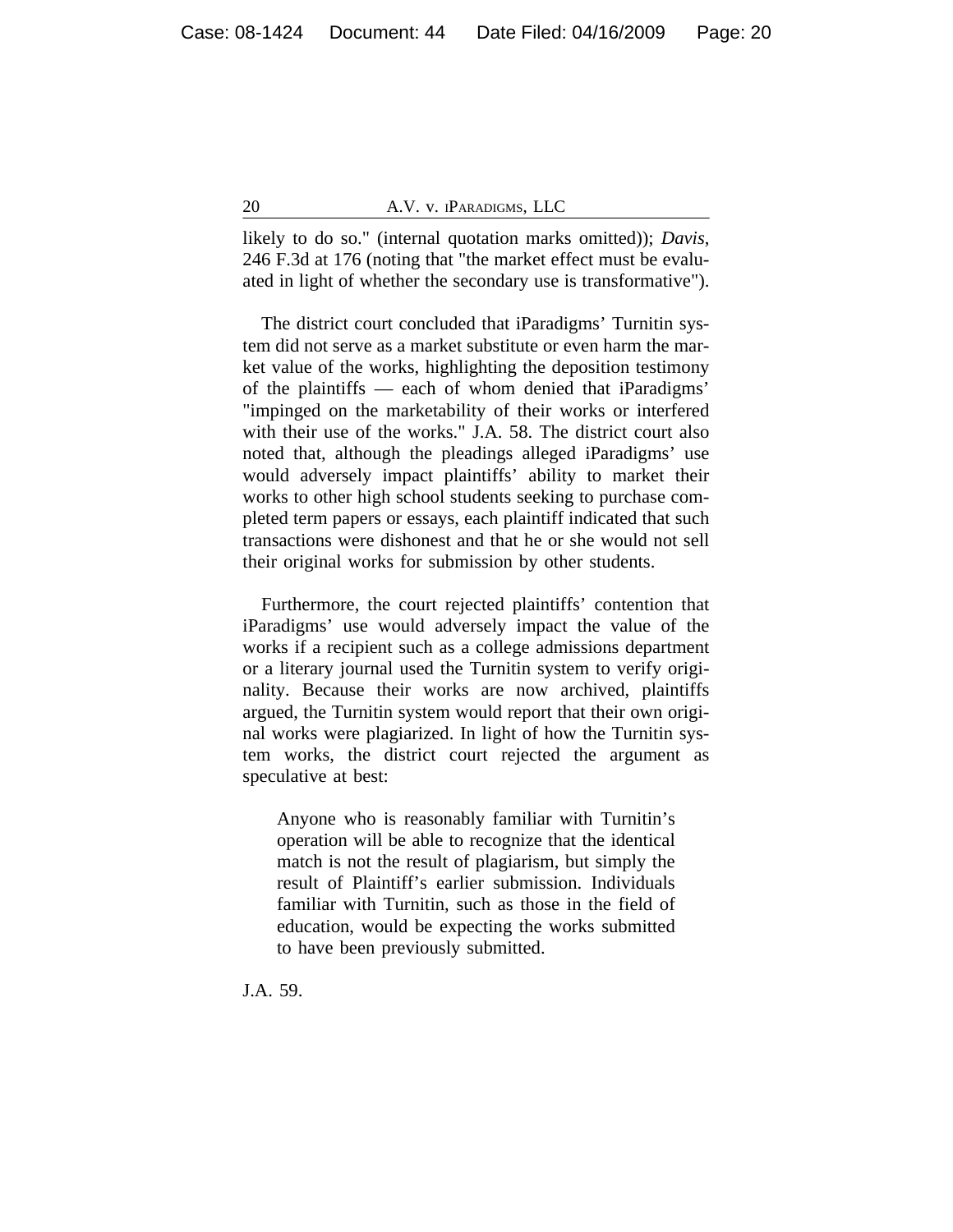likely to do so." (internal quotation marks omitted)); *Davis*, 246 F.3d at 176 (noting that "the market effect must be evaluated in light of whether the secondary use is transformative").

The district court concluded that iParadigms' Turnitin system did not serve as a market substitute or even harm the market value of the works, highlighting the deposition testimony of the plaintiffs — each of whom denied that iParadigms' "impinged on the marketability of their works or interfered with their use of the works." J.A. 58. The district court also noted that, although the pleadings alleged iParadigms' use would adversely impact plaintiffs' ability to market their works to other high school students seeking to purchase completed term papers or essays, each plaintiff indicated that such transactions were dishonest and that he or she would not sell their original works for submission by other students.

Furthermore, the court rejected plaintiffs' contention that iParadigms' use would adversely impact the value of the works if a recipient such as a college admissions department or a literary journal used the Turnitin system to verify originality. Because their works are now archived, plaintiffs argued, the Turnitin system would report that their own original works were plagiarized. In light of how the Turnitin system works, the district court rejected the argument as speculative at best:

> Anyone who is reasonably familiar with Turnitin's operation will be able to recognize that the identical match is not the result of plagiarism, but simply the result of Plaintiff's earlier submission. Individuals familiar with Turnitin, such as those in the field of education, would be expecting the works submitted to have been previously submitted.

J.A. 59.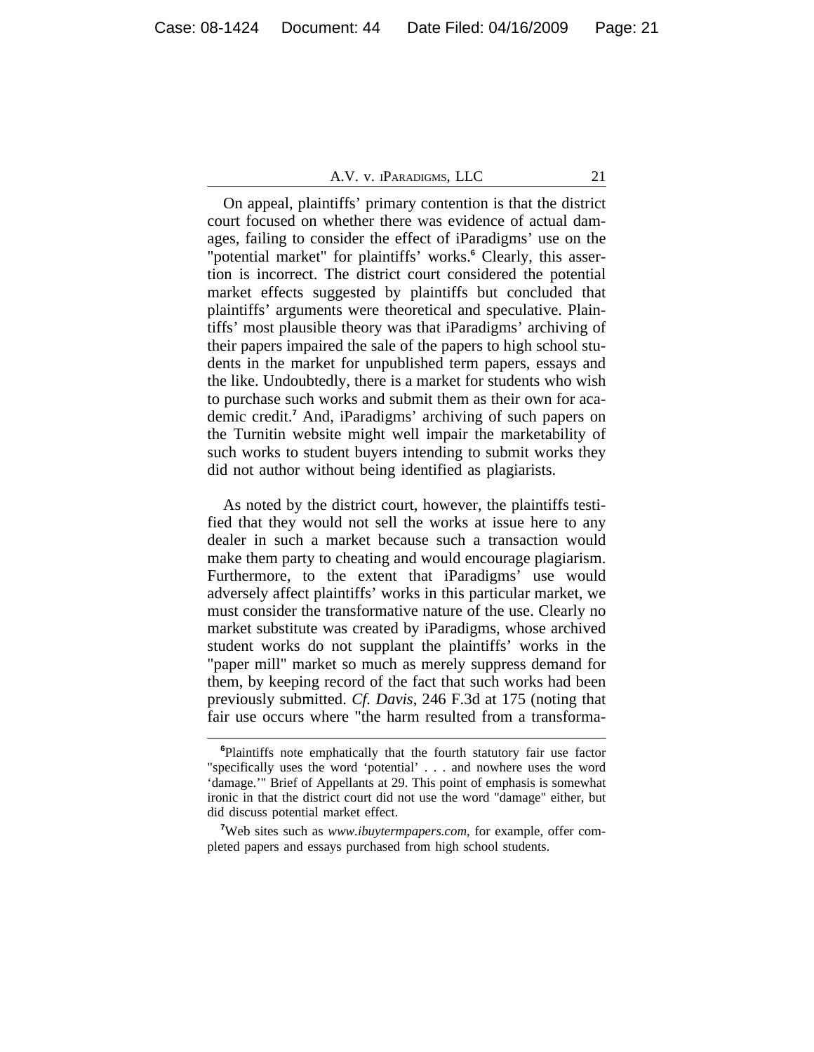On appeal, plaintiffs' primary contention is that the district court focused on whether there was evidence of actual damages, failing to consider the effect of iParadigms' use on the "potential market" for plaintiffs' works.[6] Clearly, this assertion is incorrect. The district court considered the potential market effects suggested by plaintiffs but concluded that plaintiffs' arguments were theoretical and speculative. Plaintiffs' most plausible theory was that iParadigms' archiving of their papers impaired the sale of the papers to high school students in the market for unpublished term papers, essays and the like. Undoubtedly, there is a market for students who wish to purchase such works and submit them as their own for academic credit.[7] And, iParadigms' archiving of such papers on the Turnitin website might well impair the marketability of such works to student buyers intending to submit works they did not author without being identified as plagiarists.

As noted by the district court, however, the plaintiffs testified that they would not sell the works at issue here to any dealer in such a market because such a transaction would make them party to cheating and would encourage plagiarism. Furthermore, to the extent that iParadigms' use would adversely affect plaintiffs' works in this particular market, we must consider the transformative nature of the use. Clearly no market substitute was created by iParadigms, whose archived student works do not supplant the plaintiffs' works in the "paper mill" market so much as merely suppress demand for them, by keeping record of the fact that such works had been previously submitted. *Cf. Davis*, 246 F.3d at 175 (noting that fair use occurs where "the harm resulted from a transforma-

---

[6] Plaintiffs note emphatically that the fourth statutory fair use factor "specifically uses the word 'potential' . . . and nowhere uses the word 'damage.'" Brief of Appellants at 29. This point of emphasis is somewhat ironic in that the district court did not use the word "damage" either, but did discuss potential market effect.

[7] Web sites such as *www.ibuytermpapers.com*, for example, offer completed papers and essays purchased from high school students.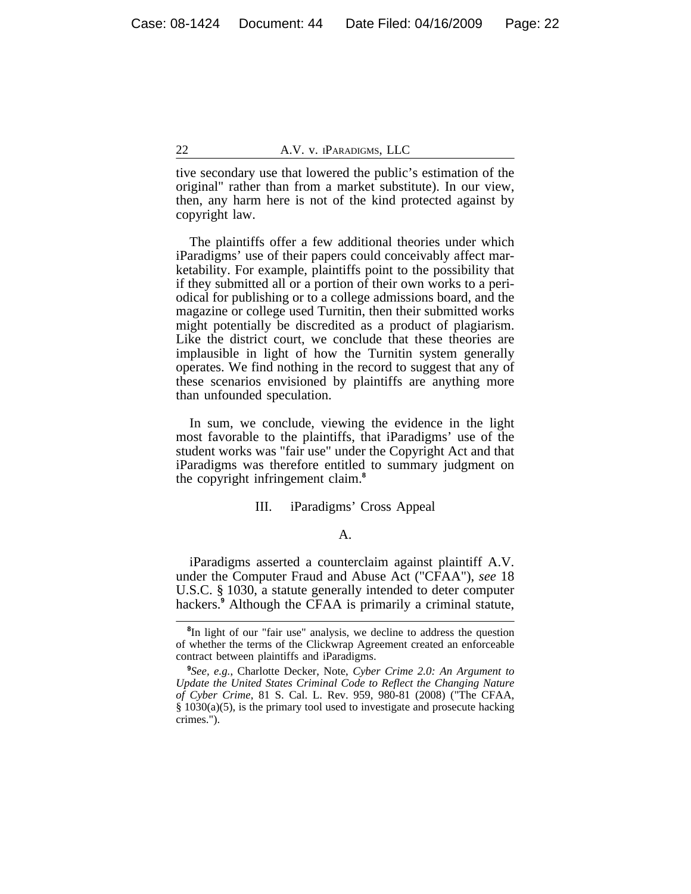tive secondary use that lowered the public's estimation of the original" rather than from a market substitute). In our view, then, any harm here is not of the kind protected against by copyright law.

The plaintiffs offer a few additional theories under which iParadigms' use of their papers could conceivably affect marketability. For example, plaintiffs point to the possibility that if they submitted all or a portion of their own works to a periodical for publishing or to a college admissions board, and the magazine or college used Turnitin, then their submitted works might potentially be discredited as a product of plagiarism. Like the district court, we conclude that these theories are implausible in light of how the Turnitin system generally operates. We find nothing in the record to suggest that any of these scenarios envisioned by plaintiffs are anything more than unfounded speculation.

In sum, we conclude, viewing the evidence in the light most favorable to the plaintiffs, that iParadigms' use of the student works was "fair use" under the Copyright Act and that iParadigms was therefore entitled to summary judgment on the copyright infringement claim.[8]

## III. iParadigms' Cross Appeal

### A.

iParadigms asserted a counterclaim against plaintiff A.V. under the Computer Fraud and Abuse Act ("CFAA"), *see* 18 U.S.C. § 1030, a statute generally intended to deter computer hackers.[9] Although the CFAA is primarily a criminal statute,

---

[8]In light of our "fair use" analysis, we decline to address the question of whether the terms of the Clickwrap Agreement created an enforceable contract between plaintiffs and iParadigms.

[9]*See, e.g.*, Charlotte Decker, Note, *Cyber Crime 2.0: An Argument to Update the United States Criminal Code to Reflect the Changing Nature of Cyber Crime*, 81 S. Cal. L. Rev. 959, 980-81 (2008) ("The CFAA, § 1030(a)(5), is the primary tool used to investigate and prosecute hacking crimes.").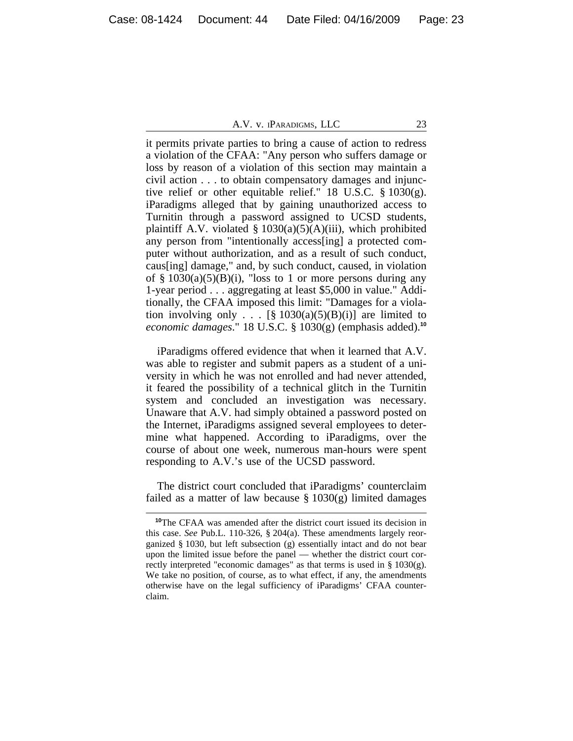it permits private parties to bring a cause of action to redress a violation of the CFAA: "Any person who suffers damage or loss by reason of a violation of this section may maintain a civil action . . . to obtain compensatory damages and injunctive relief or other equitable relief." 18 U.S.C. § 1030(g). iParadigms alleged that by gaining unauthorized access to Turnitin through a password assigned to UCSD students, plaintiff A.V. violated § 1030(a)(5)(A)(iii), which prohibited any person from "intentionally access[ing] a protected computer without authorization, and as a result of such conduct, caus[ing] damage," and, by such conduct, caused, in violation of § 1030(a)(5)(B)(i), "loss to 1 or more persons during any 1-year period . . . aggregating at least $5,000 in value." Additionally, the CFAA imposed this limit: "Damages for a violation involving only . . . [§ 1030(a)(5)(B)(i)] are limited to *economic damages*." 18 U.S.C. § 1030(g) (emphasis added).[10]

iParadigms offered evidence that when it learned that A.V. was able to register and submit papers as a student of a university in which he was not enrolled and had never attended, it feared the possibility of a technical glitch in the Turnitin system and concluded an investigation was necessary. Unaware that A.V. had simply obtained a password posted on the Internet, iParadigms assigned several employees to determine what happened. According to iParadigms, over the course of about one week, numerous man-hours were spent responding to A.V.'s use of the UCSD password.

The district court concluded that iParadigms' counterclaim failed as a matter of law because § 1030(g) limited damages

[10]The CFAA was amended after the district court issued its decision in this case. *See* Pub.L. 110-326, § 204(a). These amendments largely reorganized § 1030, but left subsection (g) essentially intact and do not bear upon the limited issue before the panel — whether the district court correctly interpreted "economic damages" as that terms is used in § 1030(g). We take no position, of course, as to what effect, if any, the amendments otherwise have on the legal sufficiency of iParadigms' CFAA counterclaim.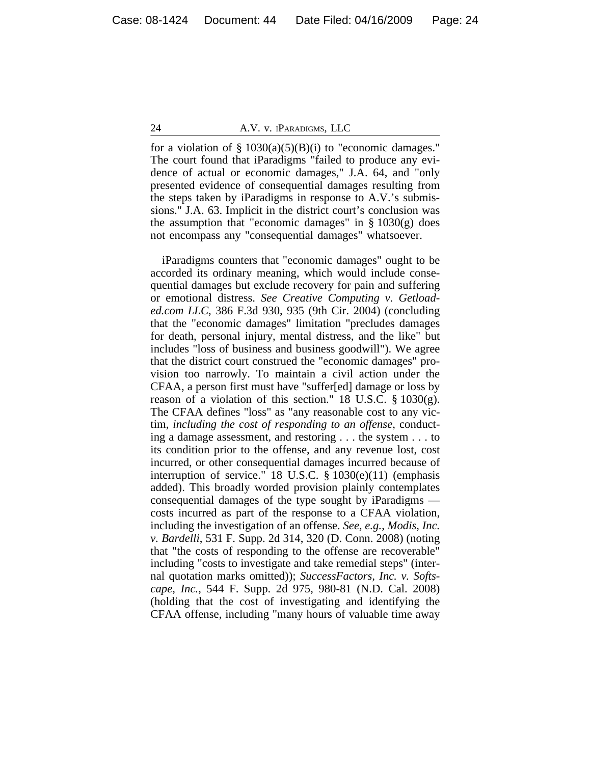for a violation of § 1030(a)(5)(B)(i) to "economic damages." The court found that iParadigms "failed to produce any evidence of actual or economic damages," J.A. 64, and "only presented evidence of consequential damages resulting from the steps taken by iParadigms in response to A.V.'s submissions." J.A. 63. Implicit in the district court's conclusion was the assumption that "economic damages" in § 1030(g) does not encompass any "consequential damages" whatsoever.

iParadigms counters that "economic damages" ought to be accorded its ordinary meaning, which would include consequential damages but exclude recovery for pain and suffering or emotional distress. *See Creative Computing v. Getloaded.com LLC*, 386 F.3d 930, 935 (9th Cir. 2004) (concluding that the "economic damages" limitation "precludes damages for death, personal injury, mental distress, and the like" but includes "loss of business and business goodwill"). We agree that the district court construed the "economic damages" provision too narrowly. To maintain a civil action under the CFAA, a person first must have "suffer[ed] damage or loss by reason of a violation of this section." 18 U.S.C. § 1030(g). The CFAA defines "loss" as "any reasonable cost to any victim, *including the cost of responding to an offense*, conducting a damage assessment, and restoring . . . the system . . . to its condition prior to the offense, and any revenue lost, cost incurred, or other consequential damages incurred because of interruption of service." 18 U.S.C. § 1030(e)(11) (emphasis added). This broadly worded provision plainly contemplates consequential damages of the type sought by iParadigms — costs incurred as part of the response to a CFAA violation, including the investigation of an offense. *See, e.g.*, *Modis, Inc. v. Bardelli*, 531 F. Supp. 2d 314, 320 (D. Conn. 2008) (noting that "the costs of responding to the offense are recoverable" including "costs to investigate and take remedial steps" (internal quotation marks omitted)); *SuccessFactors, Inc. v. Softscape, Inc.*, 544 F. Supp. 2d 975, 980-81 (N.D. Cal. 2008) (holding that the cost of investigating and identifying the CFAA offense, including "many hours of valuable time away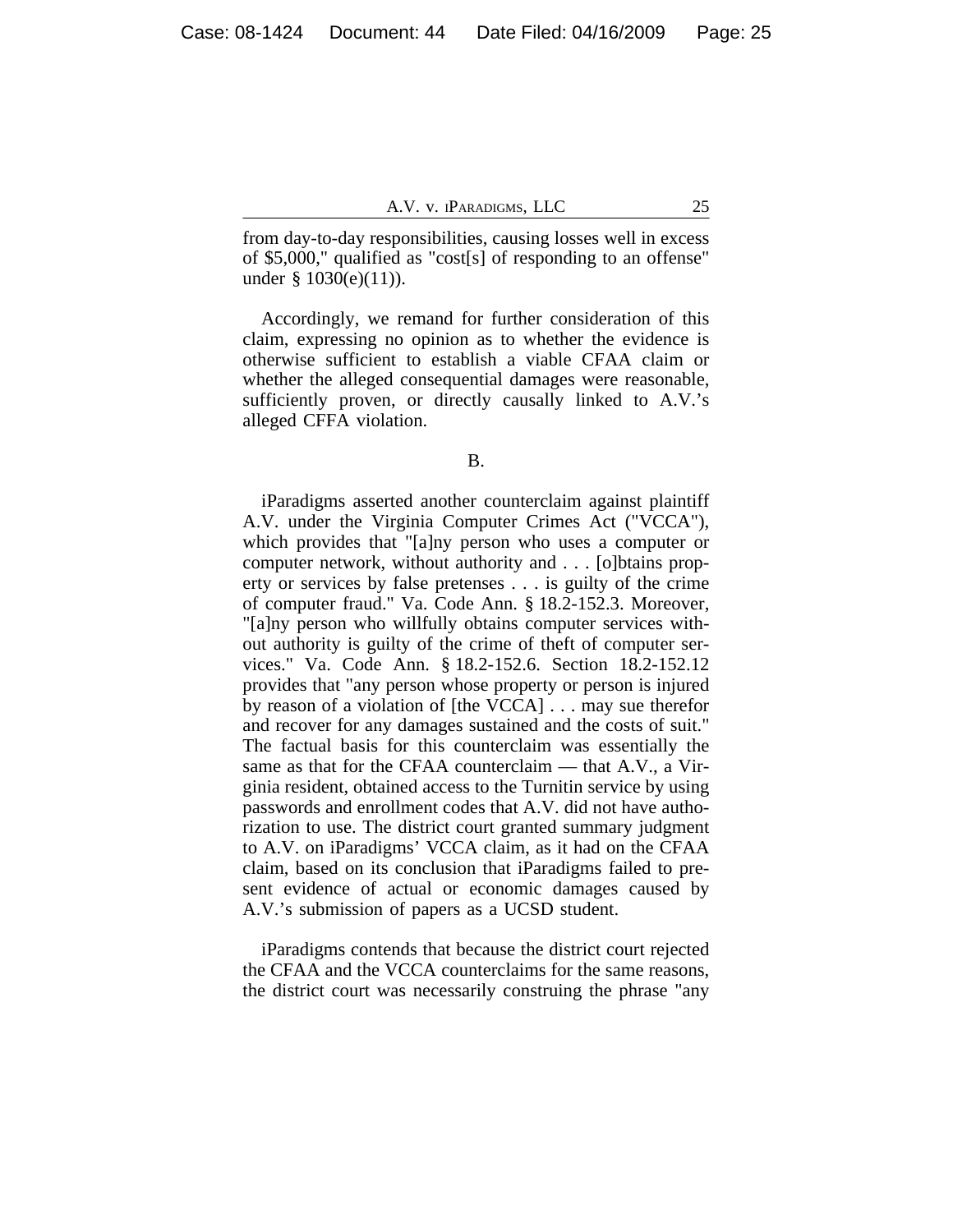from day-to-day responsibilities, causing losses well in excess of $5,000," qualified as "cost[s] of responding to an offense" under § 1030(e)(11)).

Accordingly, we remand for further consideration of this claim, expressing no opinion as to whether the evidence is otherwise sufficient to establish a viable CFAA claim or whether the alleged consequential damages were reasonable, sufficiently proven, or directly causally linked to A.V.'s alleged CFFA violation.

B.

iParadigms asserted another counterclaim against plaintiff A.V. under the Virginia Computer Crimes Act ("VCCA"), which provides that "[a]ny person who uses a computer or computer network, without authority and . . . [o]btains property or services by false pretenses . . . is guilty of the crime of computer fraud." Va. Code Ann. § 18.2-152.3. Moreover, "[a]ny person who willfully obtains computer services without authority is guilty of the crime of theft of computer services." Va. Code Ann. § 18.2-152.6. Section 18.2-152.12 provides that "any person whose property or person is injured by reason of a violation of [the VCCA] . . . may sue therefor and recover for any damages sustained and the costs of suit." The factual basis for this counterclaim was essentially the same as that for the CFAA counterclaim — that A.V., a Virginia resident, obtained access to the Turnitin service by using passwords and enrollment codes that A.V. did not have authorization to use. The district court granted summary judgment to A.V. on iParadigms' VCCA claim, as it had on the CFAA claim, based on its conclusion that iParadigms failed to present evidence of actual or economic damages caused by A.V.'s submission of papers as a UCSD student.

iParadigms contends that because the district court rejected the CFAA and the VCCA counterclaims for the same reasons, the district court was necessarily construing the phrase "any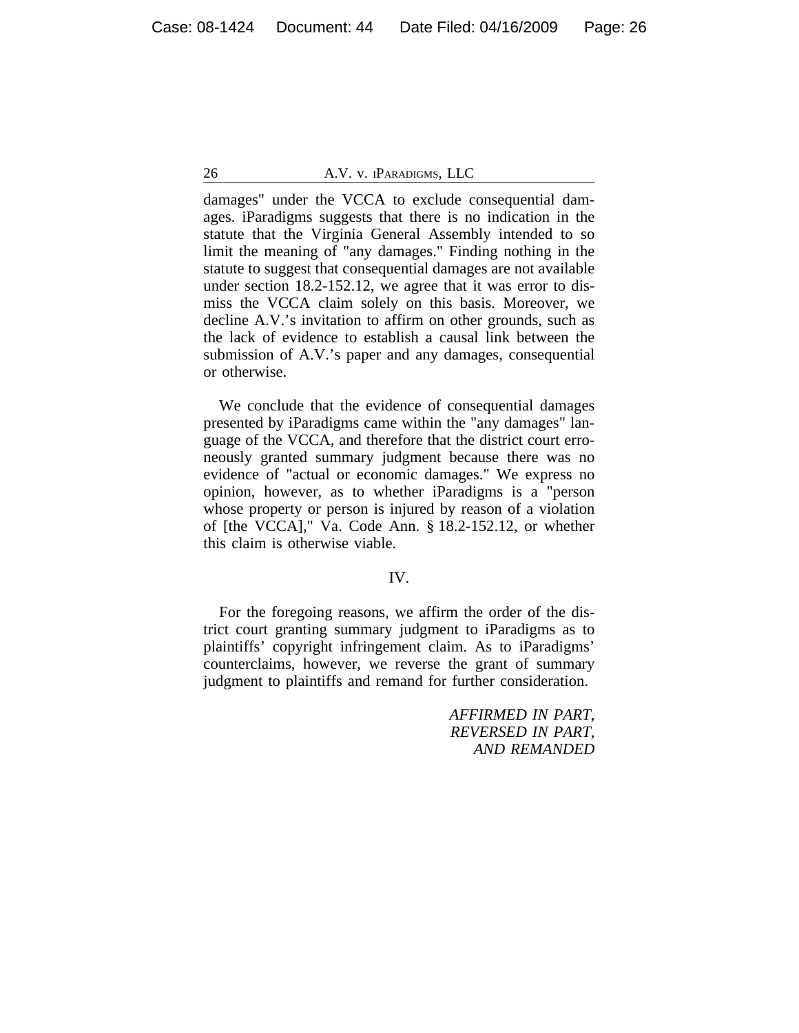damages" under the VCCA to exclude consequential damages. iParadigms suggests that there is no indication in the statute that the Virginia General Assembly intended to so limit the meaning of "any damages." Finding nothing in the statute to suggest that consequential damages are not available under section 18.2-152.12, we agree that it was error to dismiss the VCCA claim solely on this basis. Moreover, we decline A.V.'s invitation to affirm on other grounds, such as the lack of evidence to establish a causal link between the submission of A.V.'s paper and any damages, consequential or otherwise.

We conclude that the evidence of consequential damages presented by iParadigms came within the "any damages" language of the VCCA, and therefore that the district court erroneously granted summary judgment because there was no evidence of "actual or economic damages." We express no opinion, however, as to whether iParadigms is a "person whose property or person is injured by reason of a violation of [the VCCA]," Va. Code Ann. § 18.2-152.12, or whether this claim is otherwise viable.

## IV.

For the foregoing reasons, we affirm the order of the district court granting summary judgment to iParadigms as to plaintiffs' copyright infringement claim. As to iParadigms' counterclaims, however, we reverse the grant of summary judgment to plaintiffs and remand for further consideration.

*AFFIRMED IN PART,*
*REVERSED IN PART,*
*AND REMANDED*